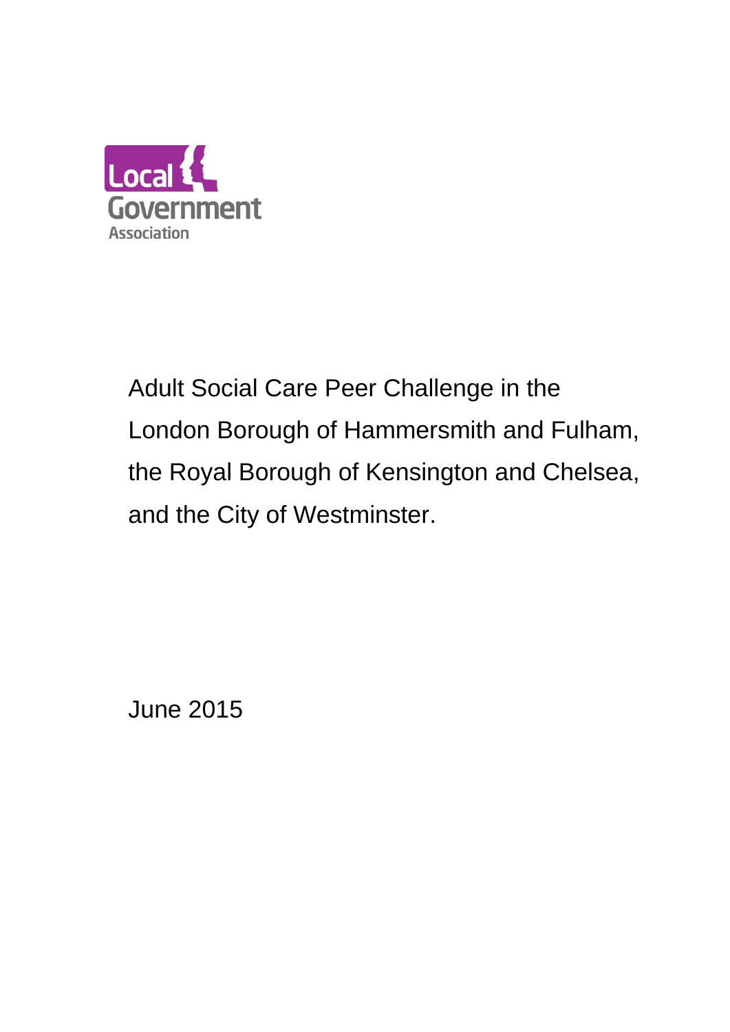Local Government Association

# Adult Social Care Peer Challenge in the London Borough of Hammersmith and Fulham, the Royal Borough of Kensington and Chelsea, and the City of Westminster.

June 2015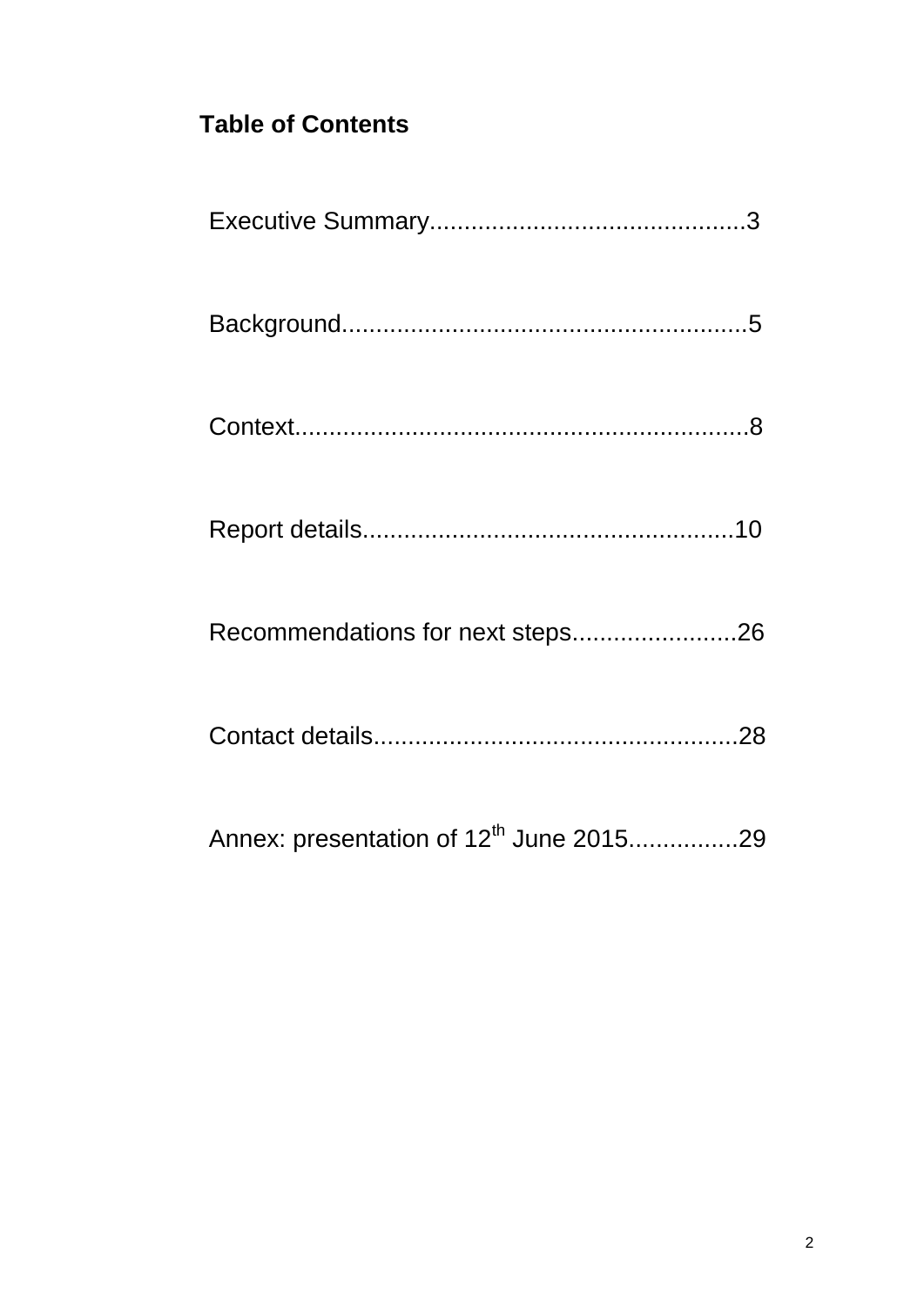## Table of Contents

Executive Summary............................................3

Background........................................................5

Context...............................................................8

Report details...................................................10

Recommendations for next steps.......................26

Contact details...................................................28

Annex: presentation of 12th June 2015................29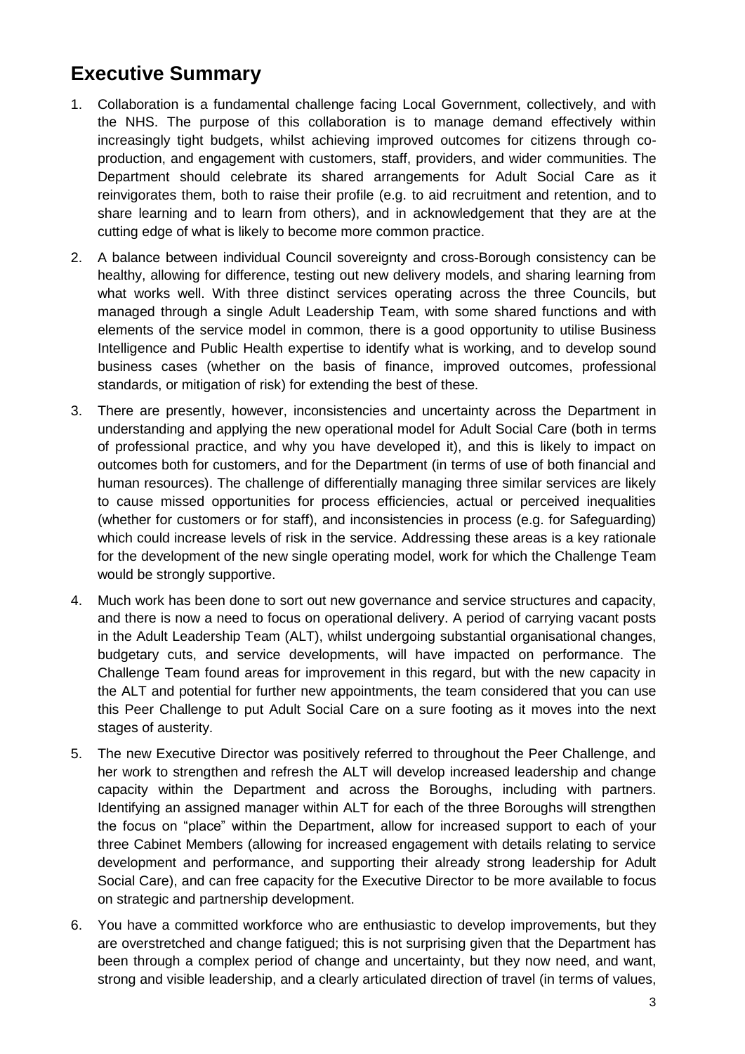## Executive Summary

1. Collaboration is a fundamental challenge facing Local Government, collectively, and with the NHS. The purpose of this collaboration is to manage demand effectively within increasingly tight budgets, whilst achieving improved outcomes for citizens through co-production, and engagement with customers, staff, providers, and wider communities. The Department should celebrate its shared arrangements for Adult Social Care as it reinvigorates them, both to raise their profile (e.g. to aid recruitment and retention, and to share learning and to learn from others), and in acknowledgement that they are at the cutting edge of what is likely to become more common practice.

2. A balance between individual Council sovereignty and cross-Borough consistency can be healthy, allowing for difference, testing out new delivery models, and sharing learning from what works well. With three distinct services operating across the three Councils, but managed through a single Adult Leadership Team, with some shared functions and with elements of the service model in common, there is a good opportunity to utilise Business Intelligence and Public Health expertise to identify what is working, and to develop sound business cases (whether on the basis of finance, improved outcomes, professional standards, or mitigation of risk) for extending the best of these.

3. There are presently, however, inconsistencies and uncertainty across the Department in understanding and applying the new operational model for Adult Social Care (both in terms of professional practice, and why you have developed it), and this is likely to impact on outcomes both for customers, and for the Department (in terms of use of both financial and human resources). The challenge of differentially managing three similar services are likely to cause missed opportunities for process efficiencies, actual or perceived inequalities (whether for customers or for staff), and inconsistencies in process (e.g. for Safeguarding) which could increase levels of risk in the service. Addressing these areas is a key rationale for the development of the new single operating model, work for which the Challenge Team would be strongly supportive.

4. Much work has been done to sort out new governance and service structures and capacity, and there is now a need to focus on operational delivery. A period of carrying vacant posts in the Adult Leadership Team (ALT), whilst undergoing substantial organisational changes, budgetary cuts, and service developments, will have impacted on performance. The Challenge Team found areas for improvement in this regard, but with the new capacity in the ALT and potential for further new appointments, the team considered that you can use this Peer Challenge to put Adult Social Care on a sure footing as it moves into the next stages of austerity.

5. The new Executive Director was positively referred to throughout the Peer Challenge, and her work to strengthen and refresh the ALT will develop increased leadership and change capacity within the Department and across the Boroughs, including with partners. Identifying an assigned manager within ALT for each of the three Boroughs will strengthen the focus on "place" within the Department, allow for increased support to each of your three Cabinet Members (allowing for increased engagement with details relating to service development and performance, and supporting their already strong leadership for Adult Social Care), and can free capacity for the Executive Director to be more available to focus on strategic and partnership development.

6. You have a committed workforce who are enthusiastic to develop improvements, but they are overstretched and change fatigued; this is not surprising given that the Department has been through a complex period of change and uncertainty, but they now need, and want, strong and visible leadership, and a clearly articulated direction of travel (in terms of values,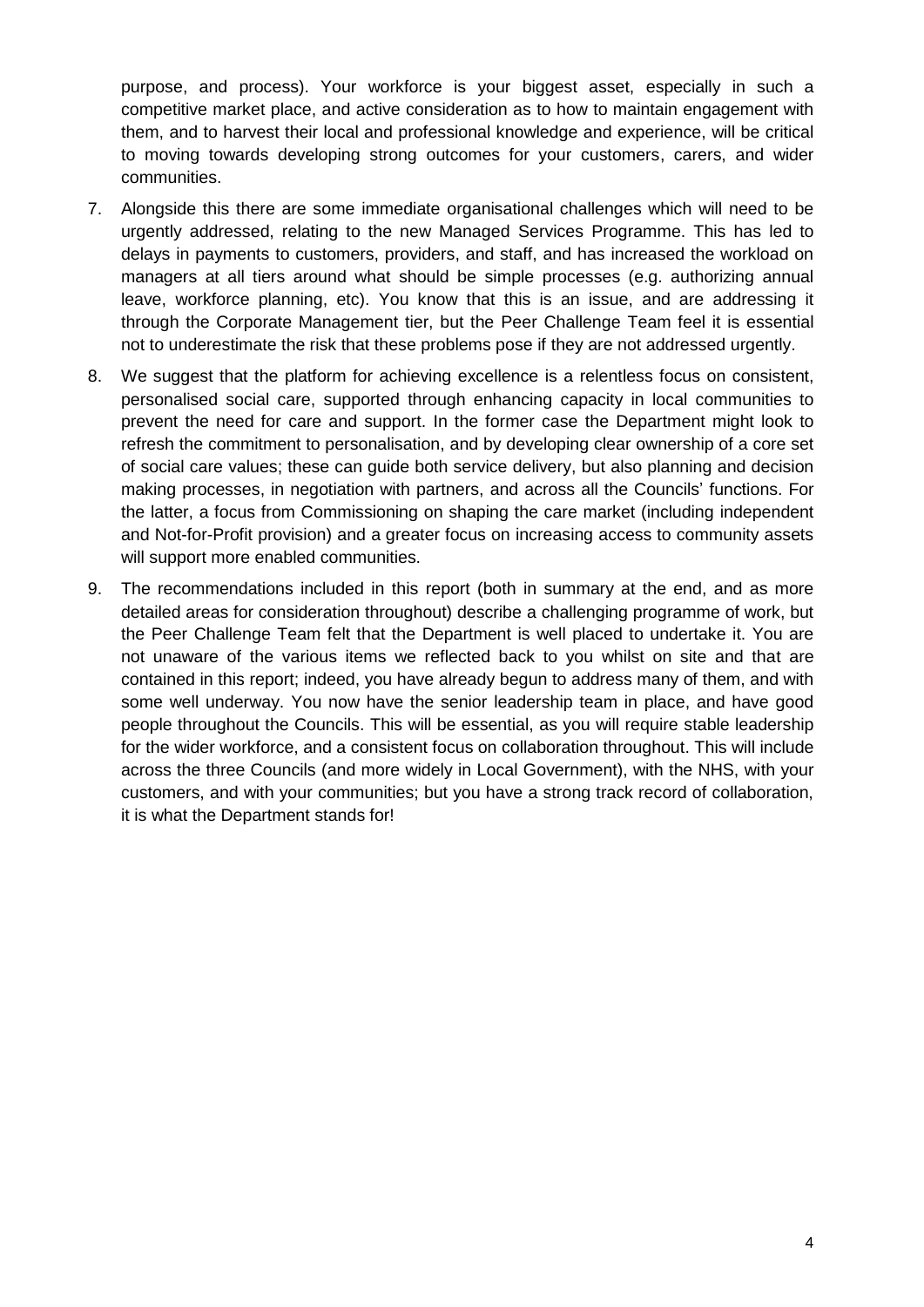purpose, and process). Your workforce is your biggest asset, especially in such a competitive market place, and active consideration as to how to maintain engagement with them, and to harvest their local and professional knowledge and experience, will be critical to moving towards developing strong outcomes for your customers, carers, and wider communities.

7. Alongside this there are some immediate organisational challenges which will need to be urgently addressed, relating to the new Managed Services Programme. This has led to delays in payments to customers, providers, and staff, and has increased the workload on managers at all tiers around what should be simple processes (e.g. authorizing annual leave, workforce planning, etc). You know that this is an issue, and are addressing it through the Corporate Management tier, but the Peer Challenge Team feel it is essential not to underestimate the risk that these problems pose if they are not addressed urgently.

8. We suggest that the platform for achieving excellence is a relentless focus on consistent, personalised social care, supported through enhancing capacity in local communities to prevent the need for care and support. In the former case the Department might look to refresh the commitment to personalisation, and by developing clear ownership of a core set of social care values; these can guide both service delivery, but also planning and decision making processes, in negotiation with partners, and across all the Councils' functions. For the latter, a focus from Commissioning on shaping the care market (including independent and Not-for-Profit provision) and a greater focus on increasing access to community assets will support more enabled communities.

9. The recommendations included in this report (both in summary at the end, and as more detailed areas for consideration throughout) describe a challenging programme of work, but the Peer Challenge Team felt that the Department is well placed to undertake it. You are not unaware of the various items we reflected back to you whilst on site and that are contained in this report; indeed, you have already begun to address many of them, and with some well underway. You now have the senior leadership team in place, and have good people throughout the Councils. This will be essential, as you will require stable leadership for the wider workforce, and a consistent focus on collaboration throughout. This will include across the three Councils (and more widely in Local Government), with the NHS, with your customers, and with your communities; but you have a strong track record of collaboration, it is what the Department stands for!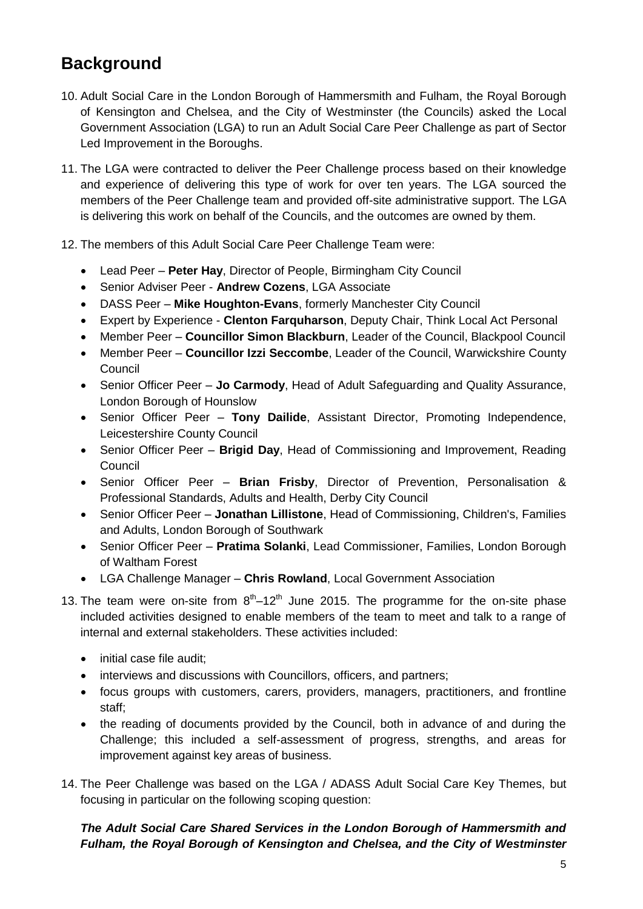## Background

10. Adult Social Care in the London Borough of Hammersmith and Fulham, the Royal Borough of Kensington and Chelsea, and the City of Westminster (the Councils) asked the Local Government Association (LGA) to run an Adult Social Care Peer Challenge as part of Sector Led Improvement in the Boroughs.

11. The LGA were contracted to deliver the Peer Challenge process based on their knowledge and experience of delivering this type of work for over ten years. The LGA sourced the members of the Peer Challenge team and provided off-site administrative support. The LGA is delivering this work on behalf of the Councils, and the outcomes are owned by them.

12. The members of this Adult Social Care Peer Challenge Team were:

    - Lead Peer – **Peter Hay**, Director of People, Birmingham City Council
    - Senior Adviser Peer - **Andrew Cozens**, LGA Associate
    - DASS Peer – **Mike Houghton-Evans**, formerly Manchester City Council
    - Expert by Experience - **Clenton Farquharson**, Deputy Chair, Think Local Act Personal
    - Member Peer – **Councillor Simon Blackburn**, Leader of the Council, Blackpool Council
    - Member Peer – **Councillor Izzi Seccombe**, Leader of the Council, Warwickshire County Council
    - Senior Officer Peer – **Jo Carmody**, Head of Adult Safeguarding and Quality Assurance, London Borough of Hounslow
    - Senior Officer Peer – **Tony Dailide**, Assistant Director, Promoting Independence, Leicestershire County Council
    - Senior Officer Peer – **Brigid Day**, Head of Commissioning and Improvement, Reading Council
    - Senior Officer Peer – **Brian Frisby**, Director of Prevention, Personalisation & Professional Standards, Adults and Health, Derby City Council
    - Senior Officer Peer – **Jonathan Lillistone**, Head of Commissioning, Children's, Families and Adults, London Borough of Southwark
    - Senior Officer Peer – **Pratima Solanki**, Lead Commissioner, Families, London Borough of Waltham Forest
    - LGA Challenge Manager – **Chris Rowland**, Local Government Association

13. The team were on-site from 8th–12th June 2015. The programme for the on-site phase included activities designed to enable members of the team to meet and talk to a range of internal and external stakeholders. These activities included:

    - initial case file audit;
    - interviews and discussions with Councillors, officers, and partners;
    - focus groups with customers, carers, providers, managers, practitioners, and frontline staff;
    - the reading of documents provided by the Council, both in advance of and during the Challenge; this included a self-assessment of progress, strengths, and areas for improvement against key areas of business.

14. The Peer Challenge was based on the LGA / ADASS Adult Social Care Key Themes, but focusing in particular on the following scoping question:

    ***The Adult Social Care Shared Services in the London Borough of Hammersmith and Fulham, the Royal Borough of Kensington and Chelsea, and the City of Westminster***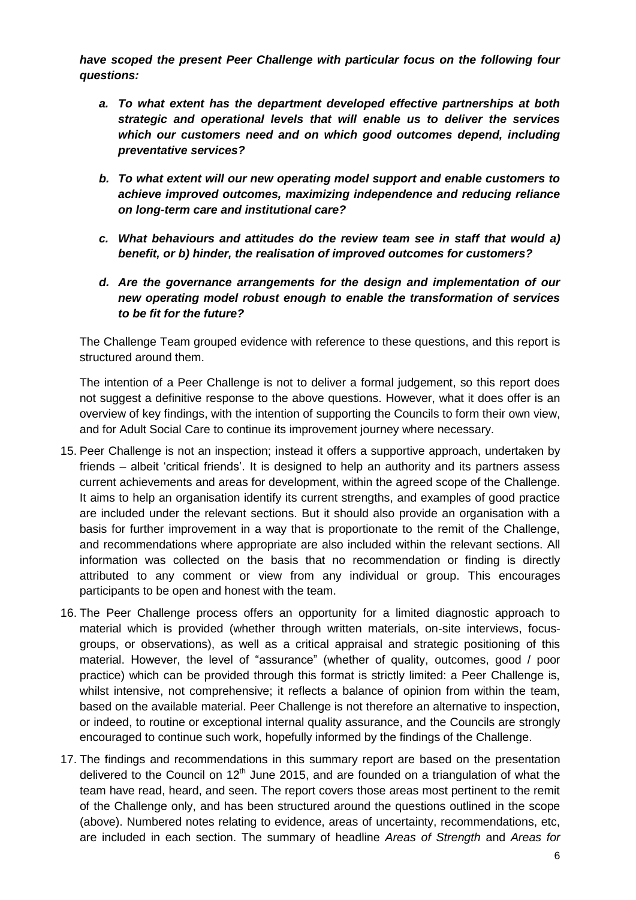***have scoped the present Peer Challenge with particular focus on the following four questions:***

*a.* ***To what extent has the department developed effective partnerships at both strategic and operational levels that will enable us to deliver the services which our customers need and on which good outcomes depend, including preventative services?***

*b.* ***To what extent will our new operating model support and enable customers to achieve improved outcomes, maximizing independence and reducing reliance on long-term care and institutional care?***

*c.* ***What behaviours and attitudes do the review team see in staff that would a) benefit, or b) hinder, the realisation of improved outcomes for customers?***

*d.* ***Are the governance arrangements for the design and implementation of our new operating model robust enough to enable the transformation of services to be fit for the future?***

The Challenge Team grouped evidence with reference to these questions, and this report is structured around them.

The intention of a Peer Challenge is not to deliver a formal judgement, so this report does not suggest a definitive response to the above questions. However, what it does offer is an overview of key findings, with the intention of supporting the Councils to form their own view, and for Adult Social Care to continue its improvement journey where necessary.

15. Peer Challenge is not an inspection; instead it offers a supportive approach, undertaken by friends – albeit 'critical friends'. It is designed to help an authority and its partners assess current achievements and areas for development, within the agreed scope of the Challenge. It aims to help an organisation identify its current strengths, and examples of good practice are included under the relevant sections. But it should also provide an organisation with a basis for further improvement in a way that is proportionate to the remit of the Challenge, and recommendations where appropriate are also included within the relevant sections. All information was collected on the basis that no recommendation or finding is directly attributed to any comment or view from any individual or group. This encourages participants to be open and honest with the team.

16. The Peer Challenge process offers an opportunity for a limited diagnostic approach to material which is provided (whether through written materials, on-site interviews, focus-groups, or observations), as well as a critical appraisal and strategic positioning of this material. However, the level of "assurance" (whether of quality, outcomes, good / poor practice) which can be provided through this format is strictly limited: a Peer Challenge is, whilst intensive, not comprehensive; it reflects a balance of opinion from within the team, based on the available material. Peer Challenge is not therefore an alternative to inspection, or indeed, to routine or exceptional internal quality assurance, and the Councils are strongly encouraged to continue such work, hopefully informed by the findings of the Challenge.

17. The findings and recommendations in this summary report are based on the presentation delivered to the Council on 12th June 2015, and are founded on a triangulation of what the team have read, heard, and seen. The report covers those areas most pertinent to the remit of the Challenge only, and has been structured around the questions outlined in the scope (above). Numbered notes relating to evidence, areas of uncertainty, recommendations, etc, are included in each section. The summary of headline *Areas of Strength* and *Areas for*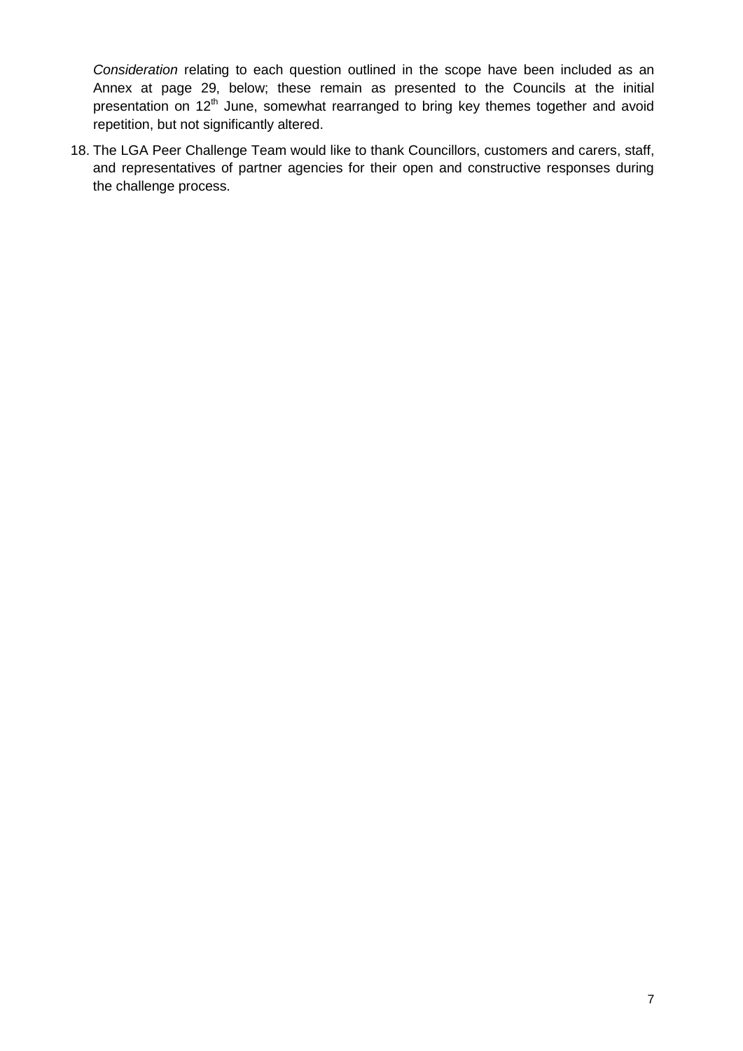*Consideration* relating to each question outlined in the scope have been included as an Annex at page 29, below; these remain as presented to the Councils at the initial presentation on 12th June, somewhat rearranged to bring key themes together and avoid repetition, but not significantly altered.

18. The LGA Peer Challenge Team would like to thank Councillors, customers and carers, staff, and representatives of partner agencies for their open and constructive responses during the challenge process.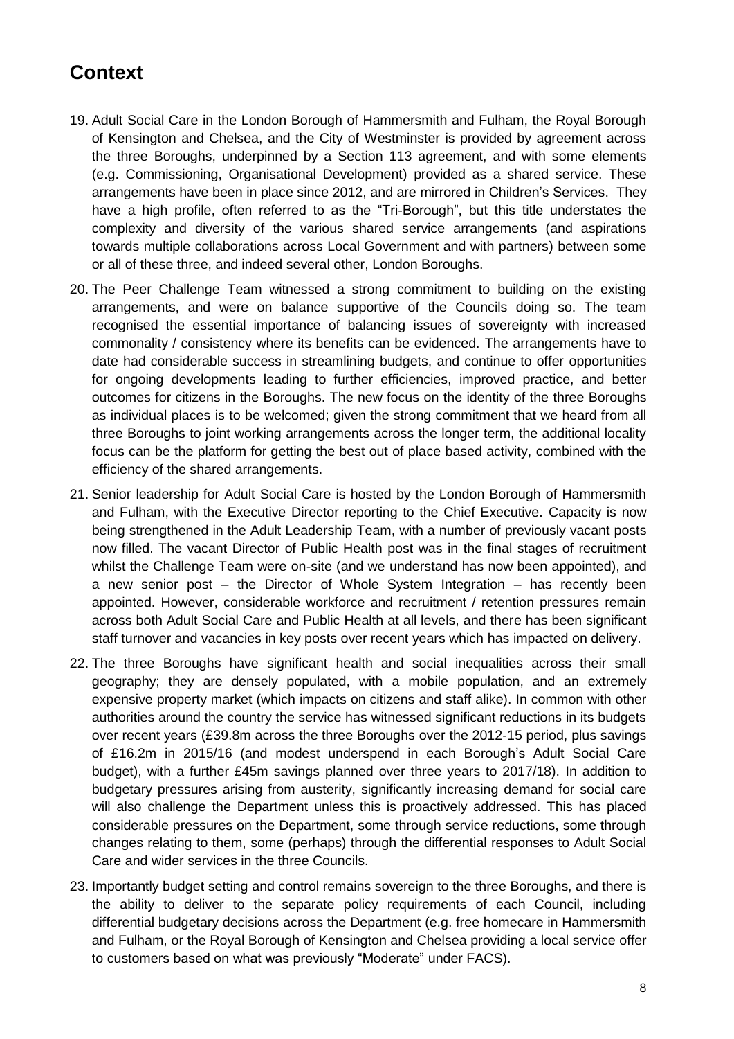## Context

19. Adult Social Care in the London Borough of Hammersmith and Fulham, the Royal Borough of Kensington and Chelsea, and the City of Westminster is provided by agreement across the three Boroughs, underpinned by a Section 113 agreement, and with some elements (e.g. Commissioning, Organisational Development) provided as a shared service. These arrangements have been in place since 2012, and are mirrored in Children's Services. They have a high profile, often referred to as the "Tri-Borough", but this title understates the complexity and diversity of the various shared service arrangements (and aspirations towards multiple collaborations across Local Government and with partners) between some or all of these three, and indeed several other, London Boroughs.

20. The Peer Challenge Team witnessed a strong commitment to building on the existing arrangements, and were on balance supportive of the Councils doing so. The team recognised the essential importance of balancing issues of sovereignty with increased commonality / consistency where its benefits can be evidenced. The arrangements have to date had considerable success in streamlining budgets, and continue to offer opportunities for ongoing developments leading to further efficiencies, improved practice, and better outcomes for citizens in the Boroughs. The new focus on the identity of the three Boroughs as individual places is to be welcomed; given the strong commitment that we heard from all three Boroughs to joint working arrangements across the longer term, the additional locality focus can be the platform for getting the best out of place based activity, combined with the efficiency of the shared arrangements.

21. Senior leadership for Adult Social Care is hosted by the London Borough of Hammersmith and Fulham, with the Executive Director reporting to the Chief Executive. Capacity is now being strengthened in the Adult Leadership Team, with a number of previously vacant posts now filled. The vacant Director of Public Health post was in the final stages of recruitment whilst the Challenge Team were on-site (and we understand has now been appointed), and a new senior post – the Director of Whole System Integration – has recently been appointed. However, considerable workforce and recruitment / retention pressures remain across both Adult Social Care and Public Health at all levels, and there has been significant staff turnover and vacancies in key posts over recent years which has impacted on delivery.

22. The three Boroughs have significant health and social inequalities across their small geography; they are densely populated, with a mobile population, and an extremely expensive property market (which impacts on citizens and staff alike). In common with other authorities around the country the service has witnessed significant reductions in its budgets over recent years (£39.8m across the three Boroughs over the 2012-15 period, plus savings of £16.2m in 2015/16 (and modest underspend in each Borough's Adult Social Care budget), with a further £45m savings planned over three years to 2017/18). In addition to budgetary pressures arising from austerity, significantly increasing demand for social care will also challenge the Department unless this is proactively addressed. This has placed considerable pressures on the Department, some through service reductions, some through changes relating to them, some (perhaps) through the differential responses to Adult Social Care and wider services in the three Councils.

23. Importantly budget setting and control remains sovereign to the three Boroughs, and there is the ability to deliver to the separate policy requirements of each Council, including differential budgetary decisions across the Department (e.g. free homecare in Hammersmith and Fulham, or the Royal Borough of Kensington and Chelsea providing a local service offer to customers based on what was previously "Moderate" under FACS).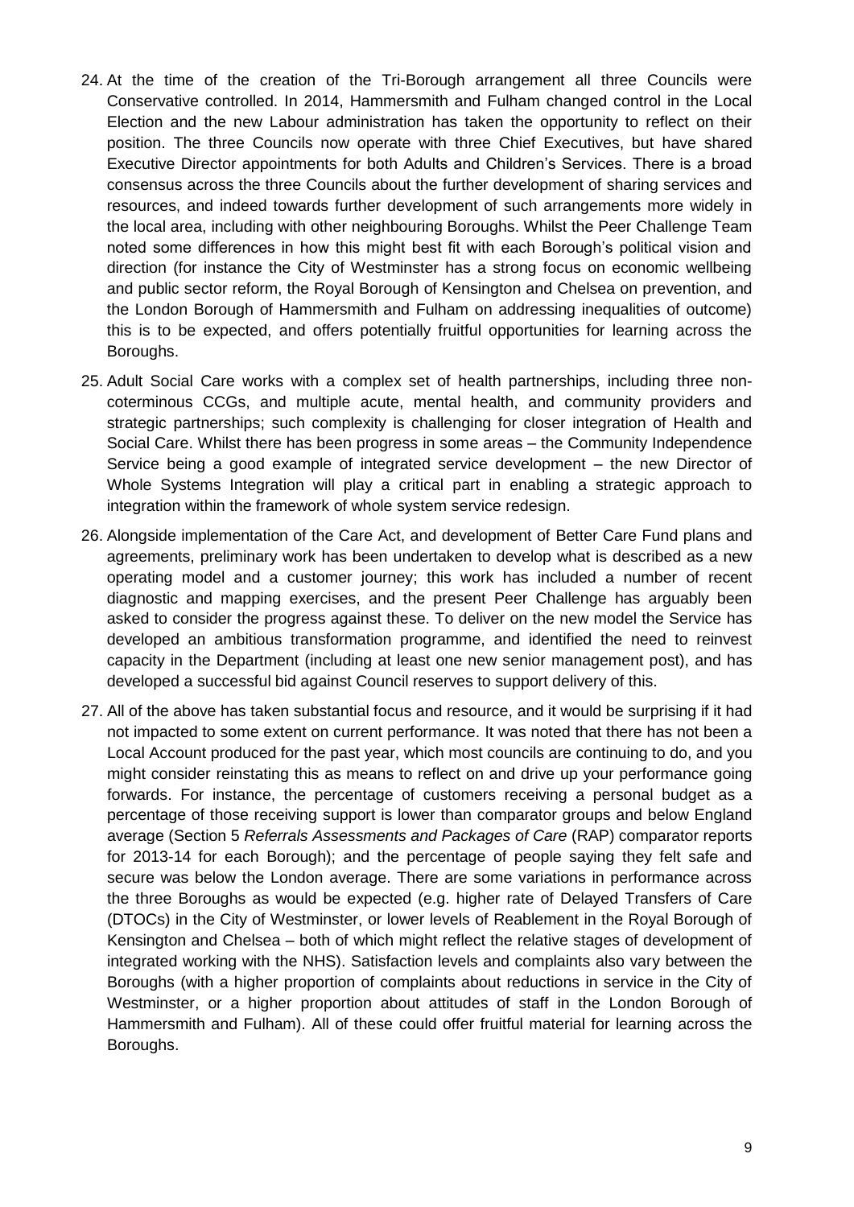24. At the time of the creation of the Tri-Borough arrangement all three Councils were Conservative controlled. In 2014, Hammersmith and Fulham changed control in the Local Election and the new Labour administration has taken the opportunity to reflect on their position. The three Councils now operate with three Chief Executives, but have shared Executive Director appointments for both Adults and Children's Services. There is a broad consensus across the three Councils about the further development of sharing services and resources, and indeed towards further development of such arrangements more widely in the local area, including with other neighbouring Boroughs. Whilst the Peer Challenge Team noted some differences in how this might best fit with each Borough's political vision and direction (for instance the City of Westminster has a strong focus on economic wellbeing and public sector reform, the Royal Borough of Kensington and Chelsea on prevention, and the London Borough of Hammersmith and Fulham on addressing inequalities of outcome) this is to be expected, and offers potentially fruitful opportunities for learning across the Boroughs.

25. Adult Social Care works with a complex set of health partnerships, including three non-coterminous CCGs, and multiple acute, mental health, and community providers and strategic partnerships; such complexity is challenging for closer integration of Health and Social Care. Whilst there has been progress in some areas – the Community Independence Service being a good example of integrated service development – the new Director of Whole Systems Integration will play a critical part in enabling a strategic approach to integration within the framework of whole system service redesign.

26. Alongside implementation of the Care Act, and development of Better Care Fund plans and agreements, preliminary work has been undertaken to develop what is described as a new operating model and a customer journey; this work has included a number of recent diagnostic and mapping exercises, and the present Peer Challenge has arguably been asked to consider the progress against these. To deliver on the new model the Service has developed an ambitious transformation programme, and identified the need to reinvest capacity in the Department (including at least one new senior management post), and has developed a successful bid against Council reserves to support delivery of this.

27. All of the above has taken substantial focus and resource, and it would be surprising if it had not impacted to some extent on current performance. It was noted that there has not been a Local Account produced for the past year, which most councils are continuing to do, and you might consider reinstating this as means to reflect on and drive up your performance going forwards. For instance, the percentage of customers receiving a personal budget as a percentage of those receiving support is lower than comparator groups and below England average (Section 5 *Referrals Assessments and Packages of Care* (RAP) comparator reports for 2013-14 for each Borough); and the percentage of people saying they felt safe and secure was below the London average. There are some variations in performance across the three Boroughs as would be expected (e.g. higher rate of Delayed Transfers of Care (DTOCs) in the City of Westminster, or lower levels of Reablement in the Royal Borough of Kensington and Chelsea – both of which might reflect the relative stages of development of integrated working with the NHS). Satisfaction levels and complaints also vary between the Boroughs (with a higher proportion of complaints about reductions in service in the City of Westminster, or a higher proportion about attitudes of staff in the London Borough of Hammersmith and Fulham). All of these could offer fruitful material for learning across the Boroughs.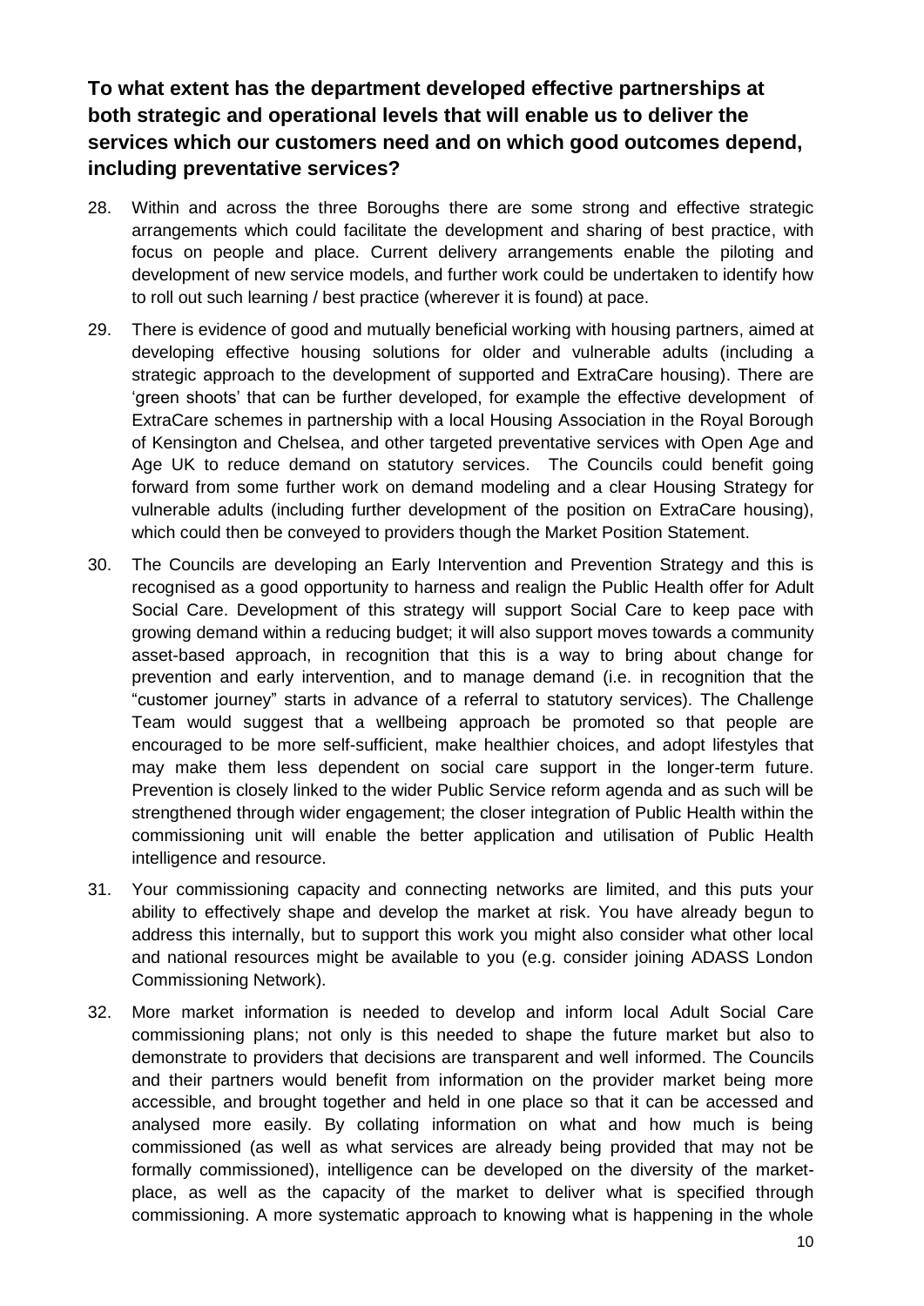## To what extent has the department developed effective partnerships at both strategic and operational levels that will enable us to deliver the services which our customers need and on which good outcomes depend, including preventative services?

28. Within and across the three Boroughs there are some strong and effective strategic arrangements which could facilitate the development and sharing of best practice, with focus on people and place. Current delivery arrangements enable the piloting and development of new service models, and further work could be undertaken to identify how to roll out such learning / best practice (wherever it is found) at pace.

29. There is evidence of good and mutually beneficial working with housing partners, aimed at developing effective housing solutions for older and vulnerable adults (including a strategic approach to the development of supported and ExtraCare housing). There are 'green shoots' that can be further developed, for example the effective development of ExtraCare schemes in partnership with a local Housing Association in the Royal Borough of Kensington and Chelsea, and other targeted preventative services with Open Age and Age UK to reduce demand on statutory services. The Councils could benefit going forward from some further work on demand modeling and a clear Housing Strategy for vulnerable adults (including further development of the position on ExtraCare housing), which could then be conveyed to providers though the Market Position Statement.

30. The Councils are developing an Early Intervention and Prevention Strategy and this is recognised as a good opportunity to harness and realign the Public Health offer for Adult Social Care. Development of this strategy will support Social Care to keep pace with growing demand within a reducing budget; it will also support moves towards a community asset-based approach, in recognition that this is a way to bring about change for prevention and early intervention, and to manage demand (i.e. in recognition that the "customer journey" starts in advance of a referral to statutory services). The Challenge Team would suggest that a wellbeing approach be promoted so that people are encouraged to be more self-sufficient, make healthier choices, and adopt lifestyles that may make them less dependent on social care support in the longer-term future. Prevention is closely linked to the wider Public Service reform agenda and as such will be strengthened through wider engagement; the closer integration of Public Health within the commissioning unit will enable the better application and utilisation of Public Health intelligence and resource.

31. Your commissioning capacity and connecting networks are limited, and this puts your ability to effectively shape and develop the market at risk. You have already begun to address this internally, but to support this work you might also consider what other local and national resources might be available to you (e.g. consider joining ADASS London Commissioning Network).

32. More market information is needed to develop and inform local Adult Social Care commissioning plans; not only is this needed to shape the future market but also to demonstrate to providers that decisions are transparent and well informed. The Councils and their partners would benefit from information on the provider market being more accessible, and brought together and held in one place so that it can be accessed and analysed more easily. By collating information on what and how much is being commissioned (as well as what services are already being provided that may not be formally commissioned), intelligence can be developed on the diversity of the market-place, as well as the capacity of the market to deliver what is specified through commissioning. A more systematic approach to knowing what is happening in the whole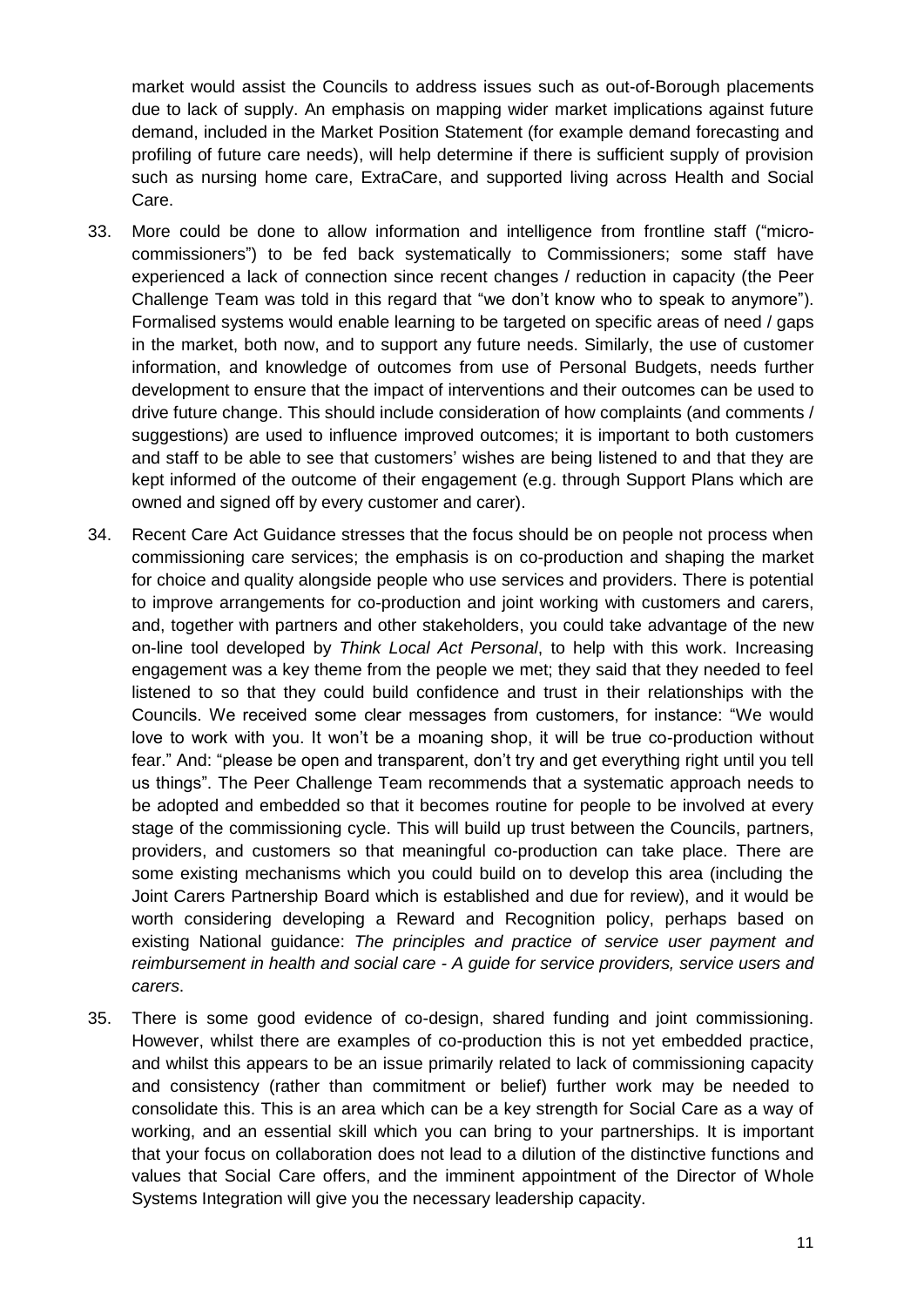market would assist the Councils to address issues such as out-of-Borough placements due to lack of supply. An emphasis on mapping wider market implications against future demand, included in the Market Position Statement (for example demand forecasting and profiling of future care needs), will help determine if there is sufficient supply of provision such as nursing home care, ExtraCare, and supported living across Health and Social Care.

33. More could be done to allow information and intelligence from frontline staff ("micro-commissioners") to be fed back systematically to Commissioners; some staff have experienced a lack of connection since recent changes / reduction in capacity (the Peer Challenge Team was told in this regard that "we don't know who to speak to anymore"). Formalised systems would enable learning to be targeted on specific areas of need / gaps in the market, both now, and to support any future needs. Similarly, the use of customer information, and knowledge of outcomes from use of Personal Budgets, needs further development to ensure that the impact of interventions and their outcomes can be used to drive future change. This should include consideration of how complaints (and comments / suggestions) are used to influence improved outcomes; it is important to both customers and staff to be able to see that customers' wishes are being listened to and that they are kept informed of the outcome of their engagement (e.g. through Support Plans which are owned and signed off by every customer and carer).

34. Recent Care Act Guidance stresses that the focus should be on people not process when commissioning care services; the emphasis is on co-production and shaping the market for choice and quality alongside people who use services and providers. There is potential to improve arrangements for co-production and joint working with customers and carers, and, together with partners and other stakeholders, you could take advantage of the new on-line tool developed by *Think Local Act Personal*, to help with this work. Increasing engagement was a key theme from the people we met; they said that they needed to feel listened to so that they could build confidence and trust in their relationships with the Councils. We received some clear messages from customers, for instance: "We would love to work with you. It won't be a moaning shop, it will be true co-production without fear." And: "please be open and transparent, don't try and get everything right until you tell us things". The Peer Challenge Team recommends that a systematic approach needs to be adopted and embedded so that it becomes routine for people to be involved at every stage of the commissioning cycle. This will build up trust between the Councils, partners, providers, and customers so that meaningful co-production can take place. There are some existing mechanisms which you could build on to develop this area (including the Joint Carers Partnership Board which is established and due for review), and it would be worth considering developing a Reward and Recognition policy, perhaps based on existing National guidance: *The principles and practice of service user payment and reimbursement in health and social care - A guide for service providers, service users and carers*.

35. There is some good evidence of co-design, shared funding and joint commissioning. However, whilst there are examples of co-production this is not yet embedded practice, and whilst this appears to be an issue primarily related to lack of commissioning capacity and consistency (rather than commitment or belief) further work may be needed to consolidate this. This is an area which can be a key strength for Social Care as a way of working, and an essential skill which you can bring to your partnerships. It is important that your focus on collaboration does not lead to a dilution of the distinctive functions and values that Social Care offers, and the imminent appointment of the Director of Whole Systems Integration will give you the necessary leadership capacity.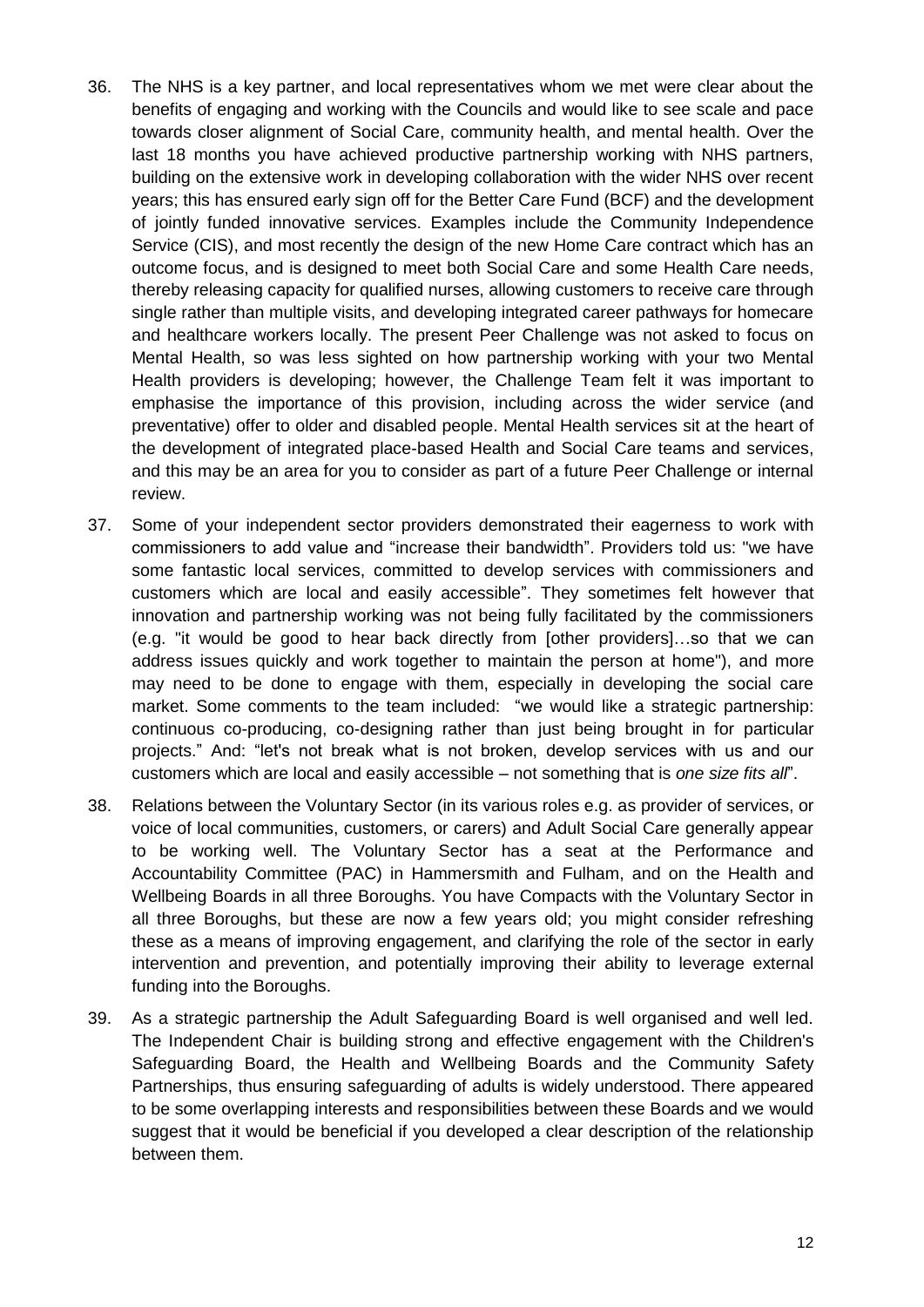36. The NHS is a key partner, and local representatives whom we met were clear about the benefits of engaging and working with the Councils and would like to see scale and pace towards closer alignment of Social Care, community health, and mental health. Over the last 18 months you have achieved productive partnership working with NHS partners, building on the extensive work in developing collaboration with the wider NHS over recent years; this has ensured early sign off for the Better Care Fund (BCF) and the development of jointly funded innovative services. Examples include the Community Independence Service (CIS), and most recently the design of the new Home Care contract which has an outcome focus, and is designed to meet both Social Care and some Health Care needs, thereby releasing capacity for qualified nurses, allowing customers to receive care through single rather than multiple visits, and developing integrated career pathways for homecare and healthcare workers locally. The present Peer Challenge was not asked to focus on Mental Health, so was less sighted on how partnership working with your two Mental Health providers is developing; however, the Challenge Team felt it was important to emphasise the importance of this provision, including across the wider service (and preventative) offer to older and disabled people. Mental Health services sit at the heart of the development of integrated place-based Health and Social Care teams and services, and this may be an area for you to consider as part of a future Peer Challenge or internal review.

37. Some of your independent sector providers demonstrated their eagerness to work with commissioners to add value and "increase their bandwidth". Providers told us: "we have some fantastic local services, committed to develop services with commissioners and customers which are local and easily accessible". They sometimes felt however that innovation and partnership working was not being fully facilitated by the commissioners (e.g. "it would be good to hear back directly from [other providers]…so that we can address issues quickly and work together to maintain the person at home"), and more may need to be done to engage with them, especially in developing the social care market. Some comments to the team included: "we would like a strategic partnership: continuous co-producing, co-designing rather than just being brought in for particular projects." And: "let's not break what is not broken, develop services with us and our customers which are local and easily accessible – not something that is *one size fits all*".

38. Relations between the Voluntary Sector (in its various roles e.g. as provider of services, or voice of local communities, customers, or carers) and Adult Social Care generally appear to be working well. The Voluntary Sector has a seat at the Performance and Accountability Committee (PAC) in Hammersmith and Fulham, and on the Health and Wellbeing Boards in all three Boroughs. You have Compacts with the Voluntary Sector in all three Boroughs, but these are now a few years old; you might consider refreshing these as a means of improving engagement, and clarifying the role of the sector in early intervention and prevention, and potentially improving their ability to leverage external funding into the Boroughs.

39. As a strategic partnership the Adult Safeguarding Board is well organised and well led. The Independent Chair is building strong and effective engagement with the Children's Safeguarding Board, the Health and Wellbeing Boards and the Community Safety Partnerships, thus ensuring safeguarding of adults is widely understood. There appeared to be some overlapping interests and responsibilities between these Boards and we would suggest that it would be beneficial if you developed a clear description of the relationship between them.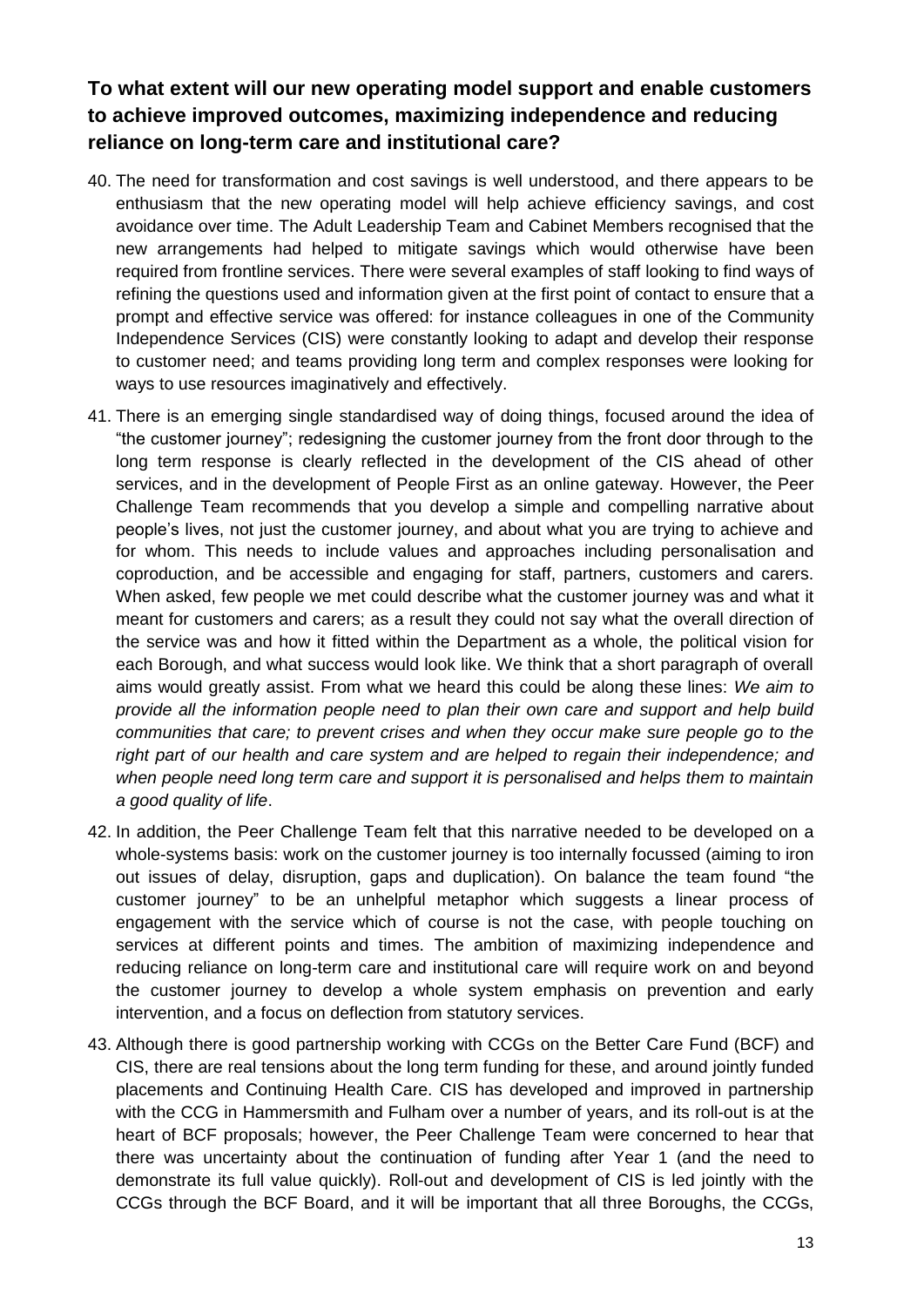## To what extent will our new operating model support and enable customers to achieve improved outcomes, maximizing independence and reducing reliance on long-term care and institutional care?

40. The need for transformation and cost savings is well understood, and there appears to be enthusiasm that the new operating model will help achieve efficiency savings, and cost avoidance over time. The Adult Leadership Team and Cabinet Members recognised that the new arrangements had helped to mitigate savings which would otherwise have been required from frontline services. There were several examples of staff looking to find ways of refining the questions used and information given at the first point of contact to ensure that a prompt and effective service was offered: for instance colleagues in one of the Community Independence Services (CIS) were constantly looking to adapt and develop their response to customer need; and teams providing long term and complex responses were looking for ways to use resources imaginatively and effectively.

41. There is an emerging single standardised way of doing things, focused around the idea of "the customer journey"; redesigning the customer journey from the front door through to the long term response is clearly reflected in the development of the CIS ahead of other services, and in the development of People First as an online gateway. However, the Peer Challenge Team recommends that you develop a simple and compelling narrative about people's lives, not just the customer journey, and about what you are trying to achieve and for whom. This needs to include values and approaches including personalisation and coproduction, and be accessible and engaging for staff, partners, customers and carers. When asked, few people we met could describe what the customer journey was and what it meant for customers and carers; as a result they could not say what the overall direction of the service was and how it fitted within the Department as a whole, the political vision for each Borough, and what success would look like. We think that a short paragraph of overall aims would greatly assist. From what we heard this could be along these lines: *We aim to provide all the information people need to plan their own care and support and help build communities that care; to prevent crises and when they occur make sure people go to the right part of our health and care system and are helped to regain their independence; and when people need long term care and support it is personalised and helps them to maintain a good quality of life*.

42. In addition, the Peer Challenge Team felt that this narrative needed to be developed on a whole-systems basis: work on the customer journey is too internally focussed (aiming to iron out issues of delay, disruption, gaps and duplication). On balance the team found "the customer journey" to be an unhelpful metaphor which suggests a linear process of engagement with the service which of course is not the case, with people touching on services at different points and times. The ambition of maximizing independence and reducing reliance on long-term care and institutional care will require work on and beyond the customer journey to develop a whole system emphasis on prevention and early intervention, and a focus on deflection from statutory services.

43. Although there is good partnership working with CCGs on the Better Care Fund (BCF) and CIS, there are real tensions about the long term funding for these, and around jointly funded placements and Continuing Health Care. CIS has developed and improved in partnership with the CCG in Hammersmith and Fulham over a number of years, and its roll-out is at the heart of BCF proposals; however, the Peer Challenge Team were concerned to hear that there was uncertainty about the continuation of funding after Year 1 (and the need to demonstrate its full value quickly). Roll-out and development of CIS is led jointly with the CCGs through the BCF Board, and it will be important that all three Boroughs, the CCGs,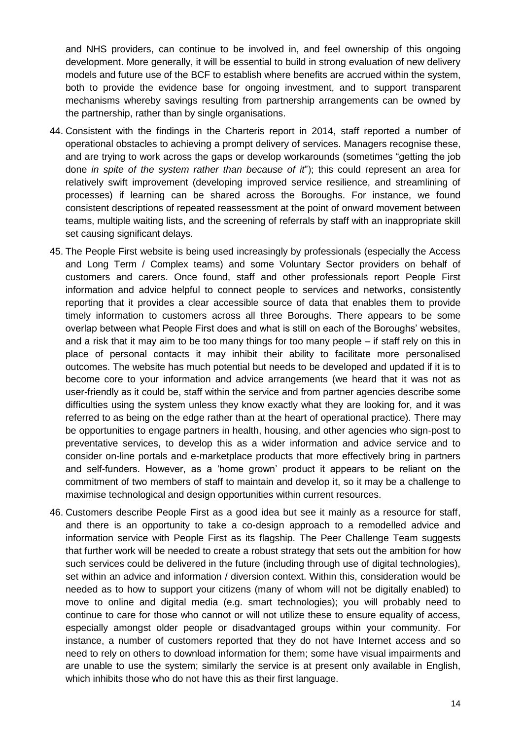and NHS providers, can continue to be involved in, and feel ownership of this ongoing development. More generally, it will be essential to build in strong evaluation of new delivery models and future use of the BCF to establish where benefits are accrued within the system, both to provide the evidence base for ongoing investment, and to support transparent mechanisms whereby savings resulting from partnership arrangements can be owned by the partnership, rather than by single organisations.

44. Consistent with the findings in the Charteris report in 2014, staff reported a number of operational obstacles to achieving a prompt delivery of services. Managers recognise these, and are trying to work across the gaps or develop workarounds (sometimes "getting the job done *in spite of the system rather than because of it*"); this could represent an area for relatively swift improvement (developing improved service resilience, and streamlining of processes) if learning can be shared across the Boroughs. For instance, we found consistent descriptions of repeated reassessment at the point of onward movement between teams, multiple waiting lists, and the screening of referrals by staff with an inappropriate skill set causing significant delays.

45. The People First website is being used increasingly by professionals (especially the Access and Long Term / Complex teams) and some Voluntary Sector providers on behalf of customers and carers. Once found, staff and other professionals report People First information and advice helpful to connect people to services and networks, consistently reporting that it provides a clear accessible source of data that enables them to provide timely information to customers across all three Boroughs. There appears to be some overlap between what People First does and what is still on each of the Boroughs' websites, and a risk that it may aim to be too many things for too many people – if staff rely on this in place of personal contacts it may inhibit their ability to facilitate more personalised outcomes. The website has much potential but needs to be developed and updated if it is to become core to your information and advice arrangements (we heard that it was not as user-friendly as it could be, staff within the service and from partner agencies describe some difficulties using the system unless they know exactly what they are looking for, and it was referred to as being on the edge rather than at the heart of operational practice). There may be opportunities to engage partners in health, housing, and other agencies who sign-post to preventative services, to develop this as a wider information and advice service and to consider on-line portals and e-marketplace products that more effectively bring in partners and self-funders. However, as a 'home grown' product it appears to be reliant on the commitment of two members of staff to maintain and develop it, so it may be a challenge to maximise technological and design opportunities within current resources.

46. Customers describe People First as a good idea but see it mainly as a resource for staff, and there is an opportunity to take a co-design approach to a remodelled advice and information service with People First as its flagship. The Peer Challenge Team suggests that further work will be needed to create a robust strategy that sets out the ambition for how such services could be delivered in the future (including through use of digital technologies), set within an advice and information / diversion context. Within this, consideration would be needed as to how to support your citizens (many of whom will not be digitally enabled) to move to online and digital media (e.g. smart technologies); you will probably need to continue to care for those who cannot or will not utilize these to ensure equality of access, especially amongst older people or disadvantaged groups within your community. For instance, a number of customers reported that they do not have Internet access and so need to rely on others to download information for them; some have visual impairments and are unable to use the system; similarly the service is at present only available in English, which inhibits those who do not have this as their first language.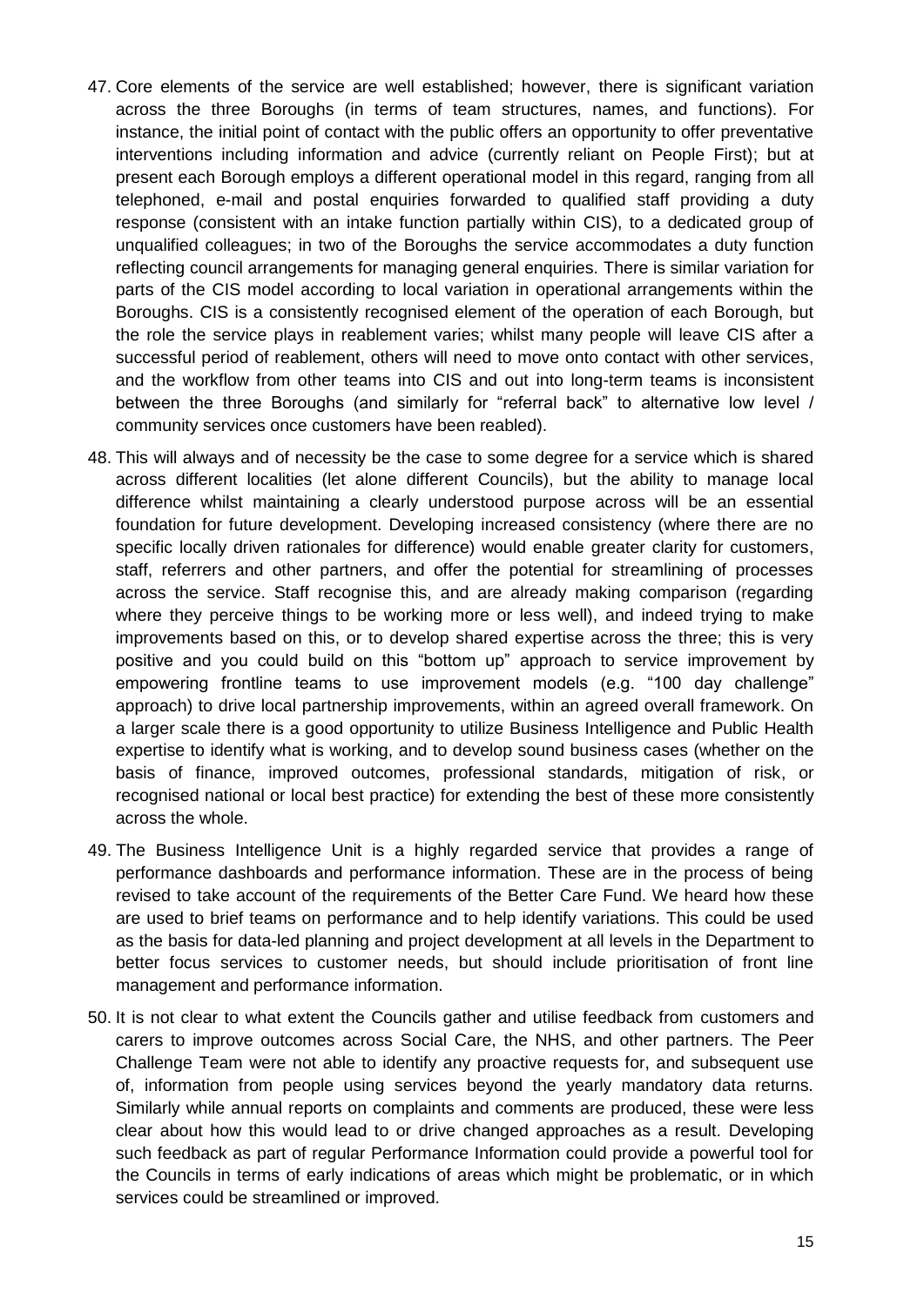47. Core elements of the service are well established; however, there is significant variation across the three Boroughs (in terms of team structures, names, and functions). For instance, the initial point of contact with the public offers an opportunity to offer preventative interventions including information and advice (currently reliant on People First); but at present each Borough employs a different operational model in this regard, ranging from all telephoned, e-mail and postal enquiries forwarded to qualified staff providing a duty response (consistent with an intake function partially within CIS), to a dedicated group of unqualified colleagues; in two of the Boroughs the service accommodates a duty function reflecting council arrangements for managing general enquiries. There is similar variation for parts of the CIS model according to local variation in operational arrangements within the Boroughs. CIS is a consistently recognised element of the operation of each Borough, but the role the service plays in reablement varies; whilst many people will leave CIS after a successful period of reablement, others will need to move onto contact with other services, and the workflow from other teams into CIS and out into long-term teams is inconsistent between the three Boroughs (and similarly for "referral back" to alternative low level / community services once customers have been reabled).

48. This will always and of necessity be the case to some degree for a service which is shared across different localities (let alone different Councils), but the ability to manage local difference whilst maintaining a clearly understood purpose across will be an essential foundation for future development. Developing increased consistency (where there are no specific locally driven rationales for difference) would enable greater clarity for customers, staff, referrers and other partners, and offer the potential for streamlining of processes across the service. Staff recognise this, and are already making comparison (regarding where they perceive things to be working more or less well), and indeed trying to make improvements based on this, or to develop shared expertise across the three; this is very positive and you could build on this "bottom up" approach to service improvement by empowering frontline teams to use improvement models (e.g. "100 day challenge" approach) to drive local partnership improvements, within an agreed overall framework. On a larger scale there is a good opportunity to utilize Business Intelligence and Public Health expertise to identify what is working, and to develop sound business cases (whether on the basis of finance, improved outcomes, professional standards, mitigation of risk, or recognised national or local best practice) for extending the best of these more consistently across the whole.

49. The Business Intelligence Unit is a highly regarded service that provides a range of performance dashboards and performance information. These are in the process of being revised to take account of the requirements of the Better Care Fund. We heard how these are used to brief teams on performance and to help identify variations. This could be used as the basis for data-led planning and project development at all levels in the Department to better focus services to customer needs, but should include prioritisation of front line management and performance information.

50. It is not clear to what extent the Councils gather and utilise feedback from customers and carers to improve outcomes across Social Care, the NHS, and other partners. The Peer Challenge Team were not able to identify any proactive requests for, and subsequent use of, information from people using services beyond the yearly mandatory data returns. Similarly while annual reports on complaints and comments are produced, these were less clear about how this would lead to or drive changed approaches as a result. Developing such feedback as part of regular Performance Information could provide a powerful tool for the Councils in terms of early indications of areas which might be problematic, or in which services could be streamlined or improved.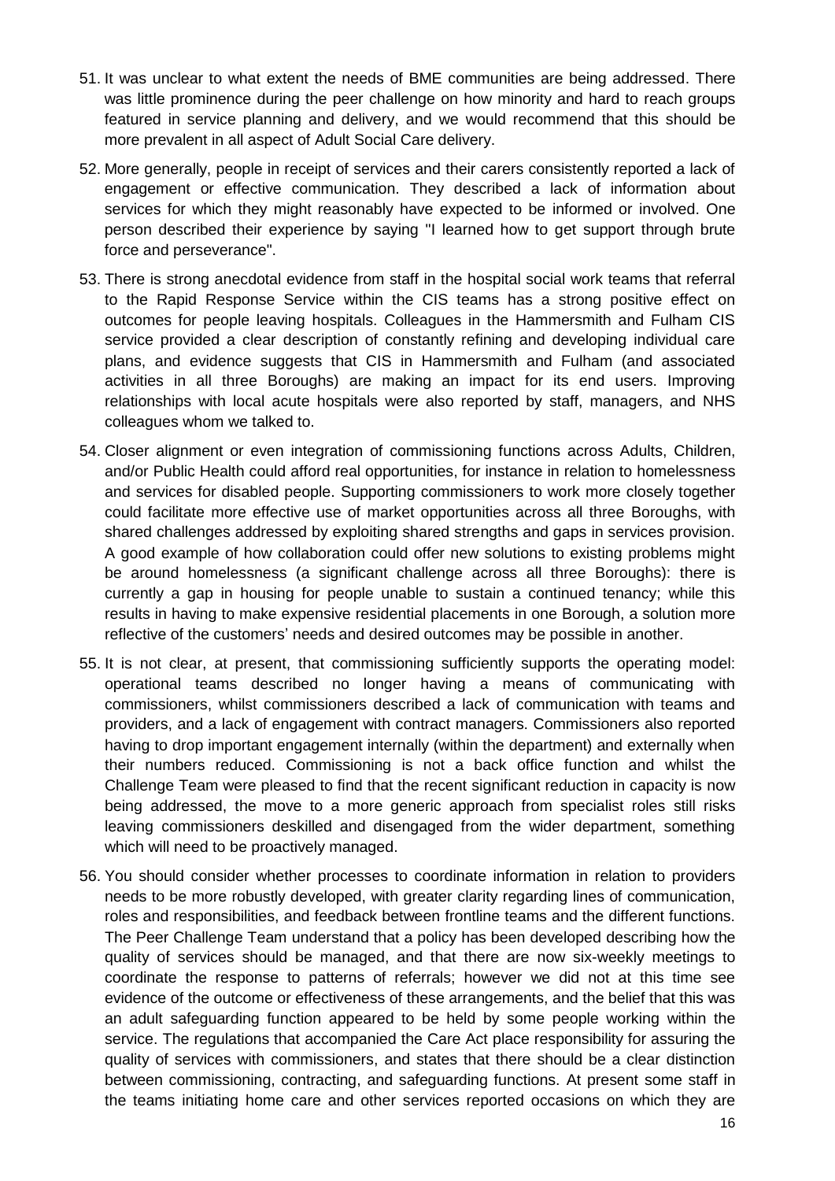51. It was unclear to what extent the needs of BME communities are being addressed. There was little prominence during the peer challenge on how minority and hard to reach groups featured in service planning and delivery, and we would recommend that this should be more prevalent in all aspect of Adult Social Care delivery.

52. More generally, people in receipt of services and their carers consistently reported a lack of engagement or effective communication. They described a lack of information about services for which they might reasonably have expected to be informed or involved. One person described their experience by saying "I learned how to get support through brute force and perseverance".

53. There is strong anecdotal evidence from staff in the hospital social work teams that referral to the Rapid Response Service within the CIS teams has a strong positive effect on outcomes for people leaving hospitals. Colleagues in the Hammersmith and Fulham CIS service provided a clear description of constantly refining and developing individual care plans, and evidence suggests that CIS in Hammersmith and Fulham (and associated activities in all three Boroughs) are making an impact for its end users. Improving relationships with local acute hospitals were also reported by staff, managers, and NHS colleagues whom we talked to.

54. Closer alignment or even integration of commissioning functions across Adults, Children, and/or Public Health could afford real opportunities, for instance in relation to homelessness and services for disabled people. Supporting commissioners to work more closely together could facilitate more effective use of market opportunities across all three Boroughs, with shared challenges addressed by exploiting shared strengths and gaps in services provision. A good example of how collaboration could offer new solutions to existing problems might be around homelessness (a significant challenge across all three Boroughs): there is currently a gap in housing for people unable to sustain a continued tenancy; while this results in having to make expensive residential placements in one Borough, a solution more reflective of the customers' needs and desired outcomes may be possible in another.

55. It is not clear, at present, that commissioning sufficiently supports the operating model: operational teams described no longer having a means of communicating with commissioners, whilst commissioners described a lack of communication with teams and providers, and a lack of engagement with contract managers. Commissioners also reported having to drop important engagement internally (within the department) and externally when their numbers reduced. Commissioning is not a back office function and whilst the Challenge Team were pleased to find that the recent significant reduction in capacity is now being addressed, the move to a more generic approach from specialist roles still risks leaving commissioners deskilled and disengaged from the wider department, something which will need to be proactively managed.

56. You should consider whether processes to coordinate information in relation to providers needs to be more robustly developed, with greater clarity regarding lines of communication, roles and responsibilities, and feedback between frontline teams and the different functions. The Peer Challenge Team understand that a policy has been developed describing how the quality of services should be managed, and that there are now six-weekly meetings to coordinate the response to patterns of referrals; however we did not at this time see evidence of the outcome or effectiveness of these arrangements, and the belief that this was an adult safeguarding function appeared to be held by some people working within the service. The regulations that accompanied the Care Act place responsibility for assuring the quality of services with commissioners, and states that there should be a clear distinction between commissioning, contracting, and safeguarding functions. At present some staff in the teams initiating home care and other services reported occasions on which they are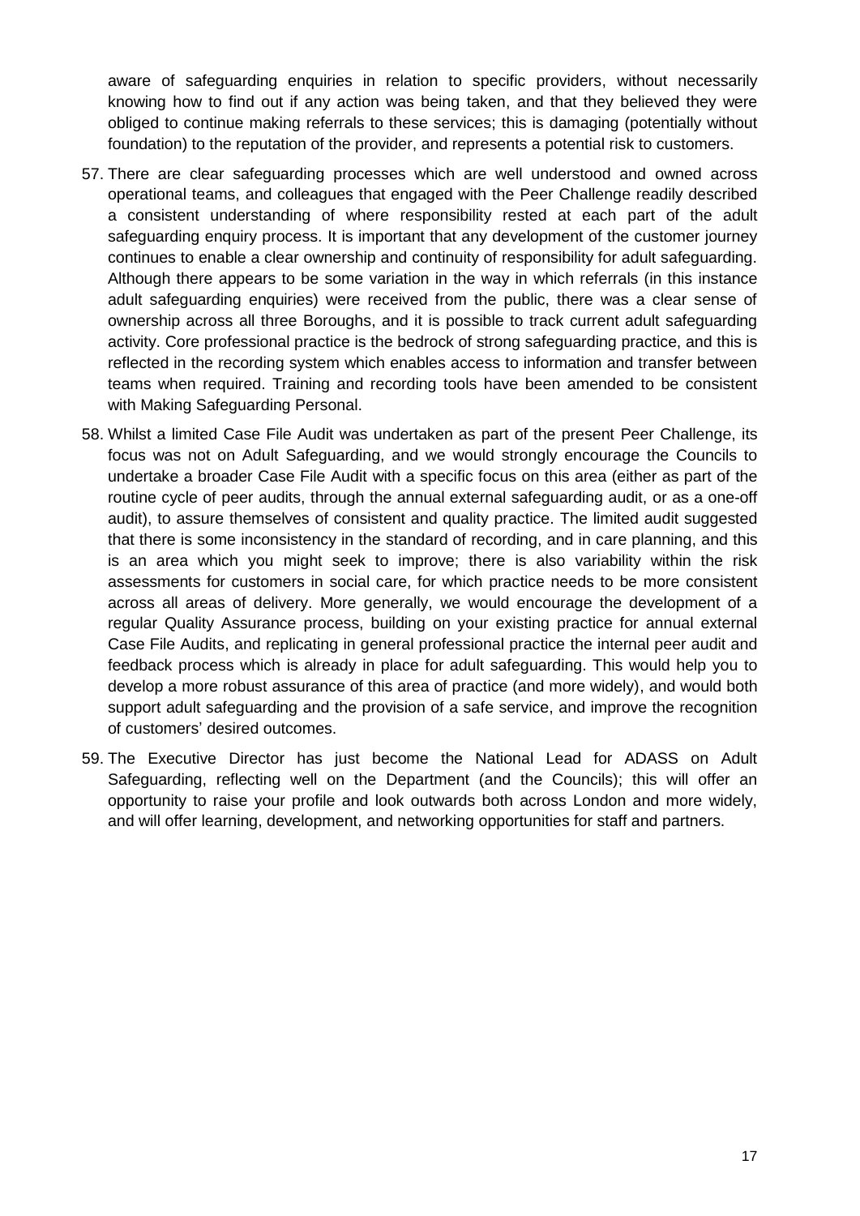aware of safeguarding enquiries in relation to specific providers, without necessarily knowing how to find out if any action was being taken, and that they believed they were obliged to continue making referrals to these services; this is damaging (potentially without foundation) to the reputation of the provider, and represents a potential risk to customers.

57. There are clear safeguarding processes which are well understood and owned across operational teams, and colleagues that engaged with the Peer Challenge readily described a consistent understanding of where responsibility rested at each part of the adult safeguarding enquiry process. It is important that any development of the customer journey continues to enable a clear ownership and continuity of responsibility for adult safeguarding. Although there appears to be some variation in the way in which referrals (in this instance adult safeguarding enquiries) were received from the public, there was a clear sense of ownership across all three Boroughs, and it is possible to track current adult safeguarding activity. Core professional practice is the bedrock of strong safeguarding practice, and this is reflected in the recording system which enables access to information and transfer between teams when required. Training and recording tools have been amended to be consistent with Making Safeguarding Personal.

58. Whilst a limited Case File Audit was undertaken as part of the present Peer Challenge, its focus was not on Adult Safeguarding, and we would strongly encourage the Councils to undertake a broader Case File Audit with a specific focus on this area (either as part of the routine cycle of peer audits, through the annual external safeguarding audit, or as a one-off audit), to assure themselves of consistent and quality practice. The limited audit suggested that there is some inconsistency in the standard of recording, and in care planning, and this is an area which you might seek to improve; there is also variability within the risk assessments for customers in social care, for which practice needs to be more consistent across all areas of delivery. More generally, we would encourage the development of a regular Quality Assurance process, building on your existing practice for annual external Case File Audits, and replicating in general professional practice the internal peer audit and feedback process which is already in place for adult safeguarding. This would help you to develop a more robust assurance of this area of practice (and more widely), and would both support adult safeguarding and the provision of a safe service, and improve the recognition of customers' desired outcomes.

59. The Executive Director has just become the National Lead for ADASS on Adult Safeguarding, reflecting well on the Department (and the Councils); this will offer an opportunity to raise your profile and look outwards both across London and more widely, and will offer learning, development, and networking opportunities for staff and partners.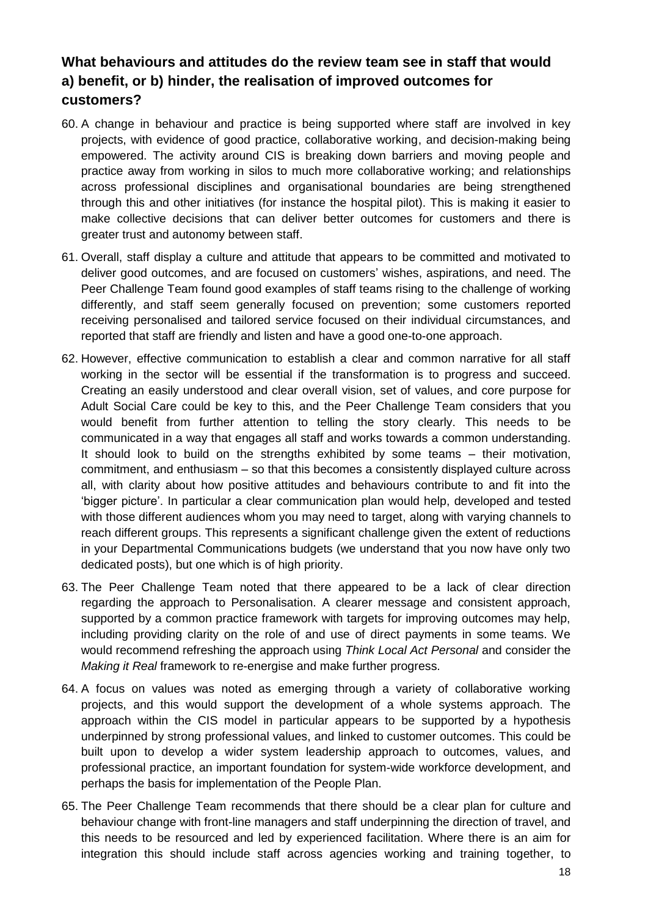## What behaviours and attitudes do the review team see in staff that would a) benefit, or b) hinder, the realisation of improved outcomes for customers?

60. A change in behaviour and practice is being supported where staff are involved in key projects, with evidence of good practice, collaborative working, and decision-making being empowered. The activity around CIS is breaking down barriers and moving people and practice away from working in silos to much more collaborative working; and relationships across professional disciplines and organisational boundaries are being strengthened through this and other initiatives (for instance the hospital pilot). This is making it easier to make collective decisions that can deliver better outcomes for customers and there is greater trust and autonomy between staff.

61. Overall, staff display a culture and attitude that appears to be committed and motivated to deliver good outcomes, and are focused on customers' wishes, aspirations, and need. The Peer Challenge Team found good examples of staff teams rising to the challenge of working differently, and staff seem generally focused on prevention; some customers reported receiving personalised and tailored service focused on their individual circumstances, and reported that staff are friendly and listen and have a good one-to-one approach.

62. However, effective communication to establish a clear and common narrative for all staff working in the sector will be essential if the transformation is to progress and succeed. Creating an easily understood and clear overall vision, set of values, and core purpose for Adult Social Care could be key to this, and the Peer Challenge Team considers that you would benefit from further attention to telling the story clearly. This needs to be communicated in a way that engages all staff and works towards a common understanding. It should look to build on the strengths exhibited by some teams – their motivation, commitment, and enthusiasm – so that this becomes a consistently displayed culture across all, with clarity about how positive attitudes and behaviours contribute to and fit into the 'bigger picture'. In particular a clear communication plan would help, developed and tested with those different audiences whom you may need to target, along with varying channels to reach different groups. This represents a significant challenge given the extent of reductions in your Departmental Communications budgets (we understand that you now have only two dedicated posts), but one which is of high priority.

63. The Peer Challenge Team noted that there appeared to be a lack of clear direction regarding the approach to Personalisation. A clearer message and consistent approach, supported by a common practice framework with targets for improving outcomes may help, including providing clarity on the role of and use of direct payments in some teams. We would recommend refreshing the approach using *Think Local Act Personal* and consider the *Making it Real* framework to re-energise and make further progress.

64. A focus on values was noted as emerging through a variety of collaborative working projects, and this would support the development of a whole systems approach. The approach within the CIS model in particular appears to be supported by a hypothesis underpinned by strong professional values, and linked to customer outcomes. This could be built upon to develop a wider system leadership approach to outcomes, values, and professional practice, an important foundation for system-wide workforce development, and perhaps the basis for implementation of the People Plan.

65. The Peer Challenge Team recommends that there should be a clear plan for culture and behaviour change with front-line managers and staff underpinning the direction of travel, and this needs to be resourced and led by experienced facilitation. Where there is an aim for integration this should include staff across agencies working and training together, to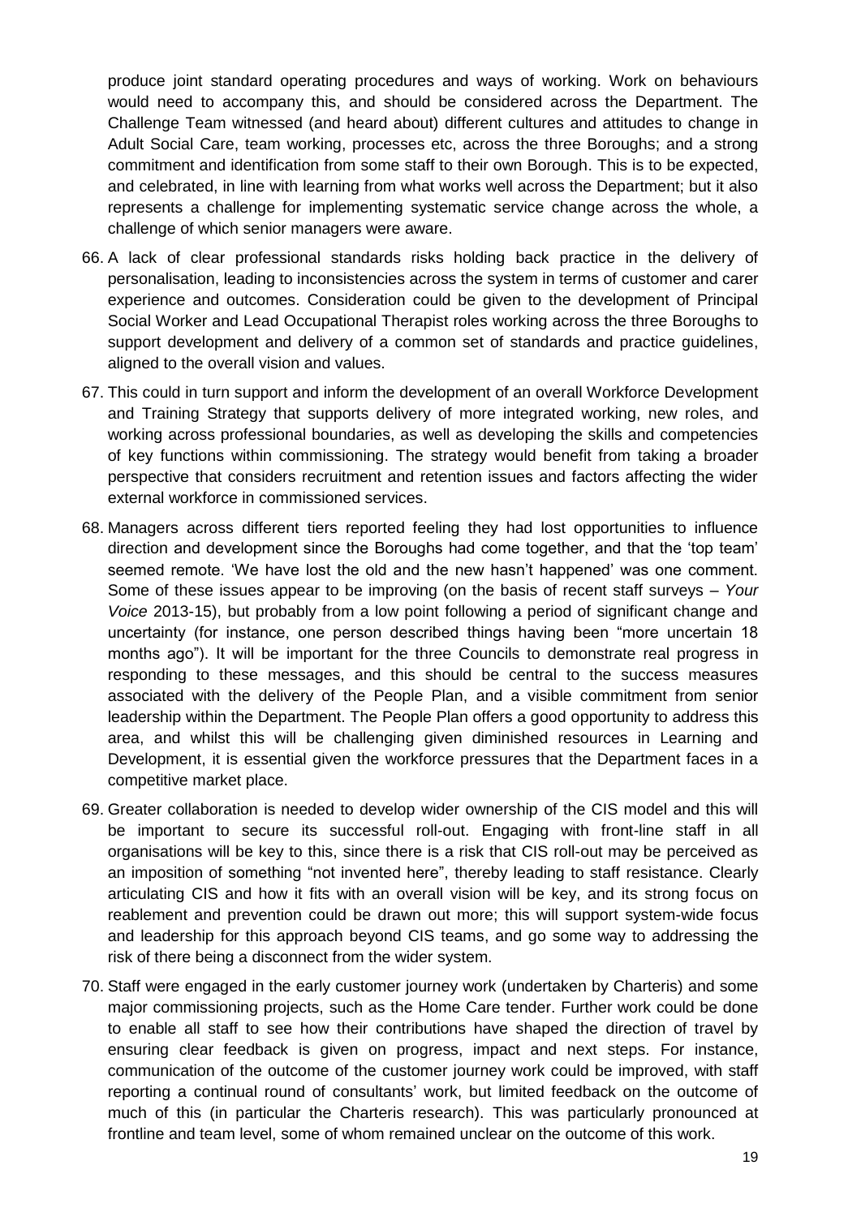produce joint standard operating procedures and ways of working. Work on behaviours would need to accompany this, and should be considered across the Department. The Challenge Team witnessed (and heard about) different cultures and attitudes to change in Adult Social Care, team working, processes etc, across the three Boroughs; and a strong commitment and identification from some staff to their own Borough. This is to be expected, and celebrated, in line with learning from what works well across the Department; but it also represents a challenge for implementing systematic service change across the whole, a challenge of which senior managers were aware.

66. A lack of clear professional standards risks holding back practice in the delivery of personalisation, leading to inconsistencies across the system in terms of customer and carer experience and outcomes. Consideration could be given to the development of Principal Social Worker and Lead Occupational Therapist roles working across the three Boroughs to support development and delivery of a common set of standards and practice guidelines, aligned to the overall vision and values.

67. This could in turn support and inform the development of an overall Workforce Development and Training Strategy that supports delivery of more integrated working, new roles, and working across professional boundaries, as well as developing the skills and competencies of key functions within commissioning. The strategy would benefit from taking a broader perspective that considers recruitment and retention issues and factors affecting the wider external workforce in commissioned services.

68. Managers across different tiers reported feeling they had lost opportunities to influence direction and development since the Boroughs had come together, and that the 'top team' seemed remote. 'We have lost the old and the new hasn't happened' was one comment. Some of these issues appear to be improving (on the basis of recent staff surveys – *Your Voice* 2013-15), but probably from a low point following a period of significant change and uncertainty (for instance, one person described things having been "more uncertain 18 months ago"). It will be important for the three Councils to demonstrate real progress in responding to these messages, and this should be central to the success measures associated with the delivery of the People Plan, and a visible commitment from senior leadership within the Department. The People Plan offers a good opportunity to address this area, and whilst this will be challenging given diminished resources in Learning and Development, it is essential given the workforce pressures that the Department faces in a competitive market place.

69. Greater collaboration is needed to develop wider ownership of the CIS model and this will be important to secure its successful roll-out. Engaging with front-line staff in all organisations will be key to this, since there is a risk that CIS roll-out may be perceived as an imposition of something "not invented here", thereby leading to staff resistance. Clearly articulating CIS and how it fits with an overall vision will be key, and its strong focus on reablement and prevention could be drawn out more; this will support system-wide focus and leadership for this approach beyond CIS teams, and go some way to addressing the risk of there being a disconnect from the wider system.

70. Staff were engaged in the early customer journey work (undertaken by Charteris) and some major commissioning projects, such as the Home Care tender. Further work could be done to enable all staff to see how their contributions have shaped the direction of travel by ensuring clear feedback is given on progress, impact and next steps. For instance, communication of the outcome of the customer journey work could be improved, with staff reporting a continual round of consultants' work, but limited feedback on the outcome of much of this (in particular the Charteris research). This was particularly pronounced at frontline and team level, some of whom remained unclear on the outcome of this work.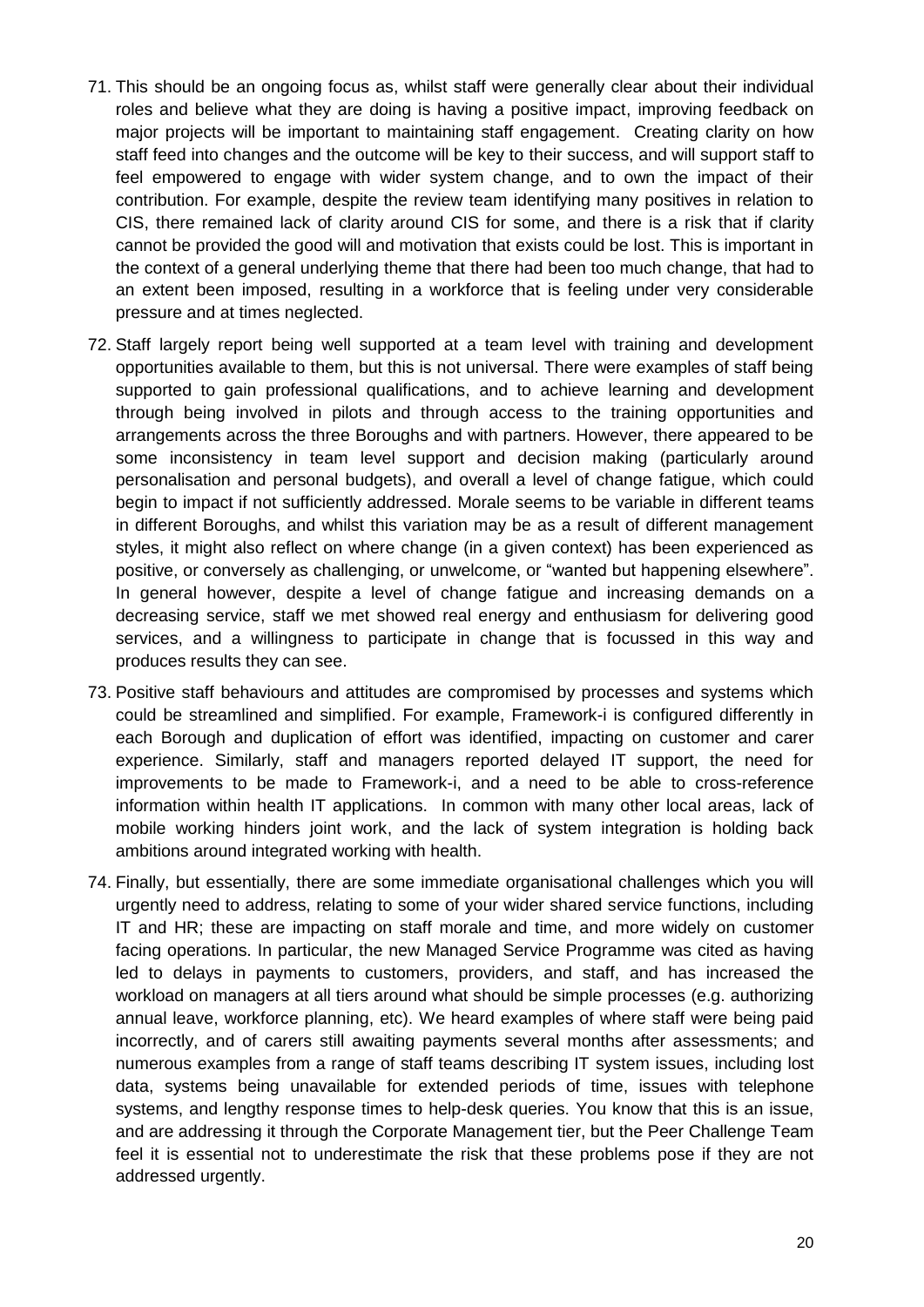71. This should be an ongoing focus as, whilst staff were generally clear about their individual roles and believe what they are doing is having a positive impact, improving feedback on major projects will be important to maintaining staff engagement. Creating clarity on how staff feed into changes and the outcome will be key to their success, and will support staff to feel empowered to engage with wider system change, and to own the impact of their contribution. For example, despite the review team identifying many positives in relation to CIS, there remained lack of clarity around CIS for some, and there is a risk that if clarity cannot be provided the good will and motivation that exists could be lost. This is important in the context of a general underlying theme that there had been too much change, that had to an extent been imposed, resulting in a workforce that is feeling under very considerable pressure and at times neglected.

72. Staff largely report being well supported at a team level with training and development opportunities available to them, but this is not universal. There were examples of staff being supported to gain professional qualifications, and to achieve learning and development through being involved in pilots and through access to the training opportunities and arrangements across the three Boroughs and with partners. However, there appeared to be some inconsistency in team level support and decision making (particularly around personalisation and personal budgets), and overall a level of change fatigue, which could begin to impact if not sufficiently addressed. Morale seems to be variable in different teams in different Boroughs, and whilst this variation may be as a result of different management styles, it might also reflect on where change (in a given context) has been experienced as positive, or conversely as challenging, or unwelcome, or "wanted but happening elsewhere". In general however, despite a level of change fatigue and increasing demands on a decreasing service, staff we met showed real energy and enthusiasm for delivering good services, and a willingness to participate in change that is focussed in this way and produces results they can see.

73. Positive staff behaviours and attitudes are compromised by processes and systems which could be streamlined and simplified. For example, Framework-i is configured differently in each Borough and duplication of effort was identified, impacting on customer and carer experience. Similarly, staff and managers reported delayed IT support, the need for improvements to be made to Framework-i, and a need to be able to cross-reference information within health IT applications. In common with many other local areas, lack of mobile working hinders joint work, and the lack of system integration is holding back ambitions around integrated working with health.

74. Finally, but essentially, there are some immediate organisational challenges which you will urgently need to address, relating to some of your wider shared service functions, including IT and HR; these are impacting on staff morale and time, and more widely on customer facing operations. In particular, the new Managed Service Programme was cited as having led to delays in payments to customers, providers, and staff, and has increased the workload on managers at all tiers around what should be simple processes (e.g. authorizing annual leave, workforce planning, etc). We heard examples of where staff were being paid incorrectly, and of carers still awaiting payments several months after assessments; and numerous examples from a range of staff teams describing IT system issues, including lost data, systems being unavailable for extended periods of time, issues with telephone systems, and lengthy response times to help-desk queries. You know that this is an issue, and are addressing it through the Corporate Management tier, but the Peer Challenge Team feel it is essential not to underestimate the risk that these problems pose if they are not addressed urgently.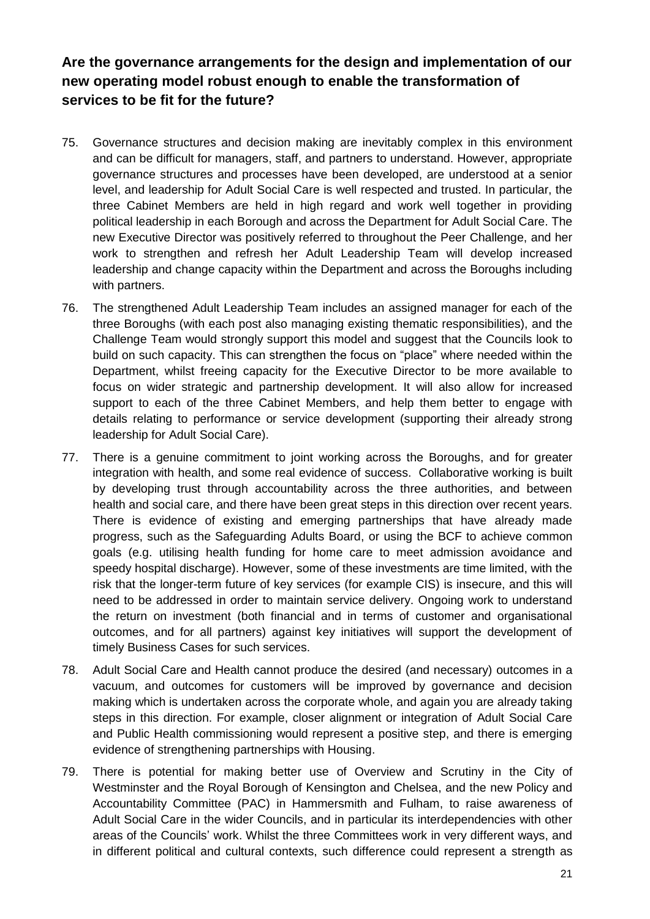## Are the governance arrangements for the design and implementation of our new operating model robust enough to enable the transformation of services to be fit for the future?

75. Governance structures and decision making are inevitably complex in this environment and can be difficult for managers, staff, and partners to understand. However, appropriate governance structures and processes have been developed, are understood at a senior level, and leadership for Adult Social Care is well respected and trusted. In particular, the three Cabinet Members are held in high regard and work well together in providing political leadership in each Borough and across the Department for Adult Social Care. The new Executive Director was positively referred to throughout the Peer Challenge, and her work to strengthen and refresh her Adult Leadership Team will develop increased leadership and change capacity within the Department and across the Boroughs including with partners.

76. The strengthened Adult Leadership Team includes an assigned manager for each of the three Boroughs (with each post also managing existing thematic responsibilities), and the Challenge Team would strongly support this model and suggest that the Councils look to build on such capacity. This can strengthen the focus on "place" where needed within the Department, whilst freeing capacity for the Executive Director to be more available to focus on wider strategic and partnership development. It will also allow for increased support to each of the three Cabinet Members, and help them better to engage with details relating to performance or service development (supporting their already strong leadership for Adult Social Care).

77. There is a genuine commitment to joint working across the Boroughs, and for greater integration with health, and some real evidence of success. Collaborative working is built by developing trust through accountability across the three authorities, and between health and social care, and there have been great steps in this direction over recent years. There is evidence of existing and emerging partnerships that have already made progress, such as the Safeguarding Adults Board, or using the BCF to achieve common goals (e.g. utilising health funding for home care to meet admission avoidance and speedy hospital discharge). However, some of these investments are time limited, with the risk that the longer-term future of key services (for example CIS) is insecure, and this will need to be addressed in order to maintain service delivery. Ongoing work to understand the return on investment (both financial and in terms of customer and organisational outcomes, and for all partners) against key initiatives will support the development of timely Business Cases for such services.

78. Adult Social Care and Health cannot produce the desired (and necessary) outcomes in a vacuum, and outcomes for customers will be improved by governance and decision making which is undertaken across the corporate whole, and again you are already taking steps in this direction. For example, closer alignment or integration of Adult Social Care and Public Health commissioning would represent a positive step, and there is emerging evidence of strengthening partnerships with Housing.

79. There is potential for making better use of Overview and Scrutiny in the City of Westminster and the Royal Borough of Kensington and Chelsea, and the new Policy and Accountability Committee (PAC) in Hammersmith and Fulham, to raise awareness of Adult Social Care in the wider Councils, and in particular its interdependencies with other areas of the Councils' work. Whilst the three Committees work in very different ways, and in different political and cultural contexts, such difference could represent a strength as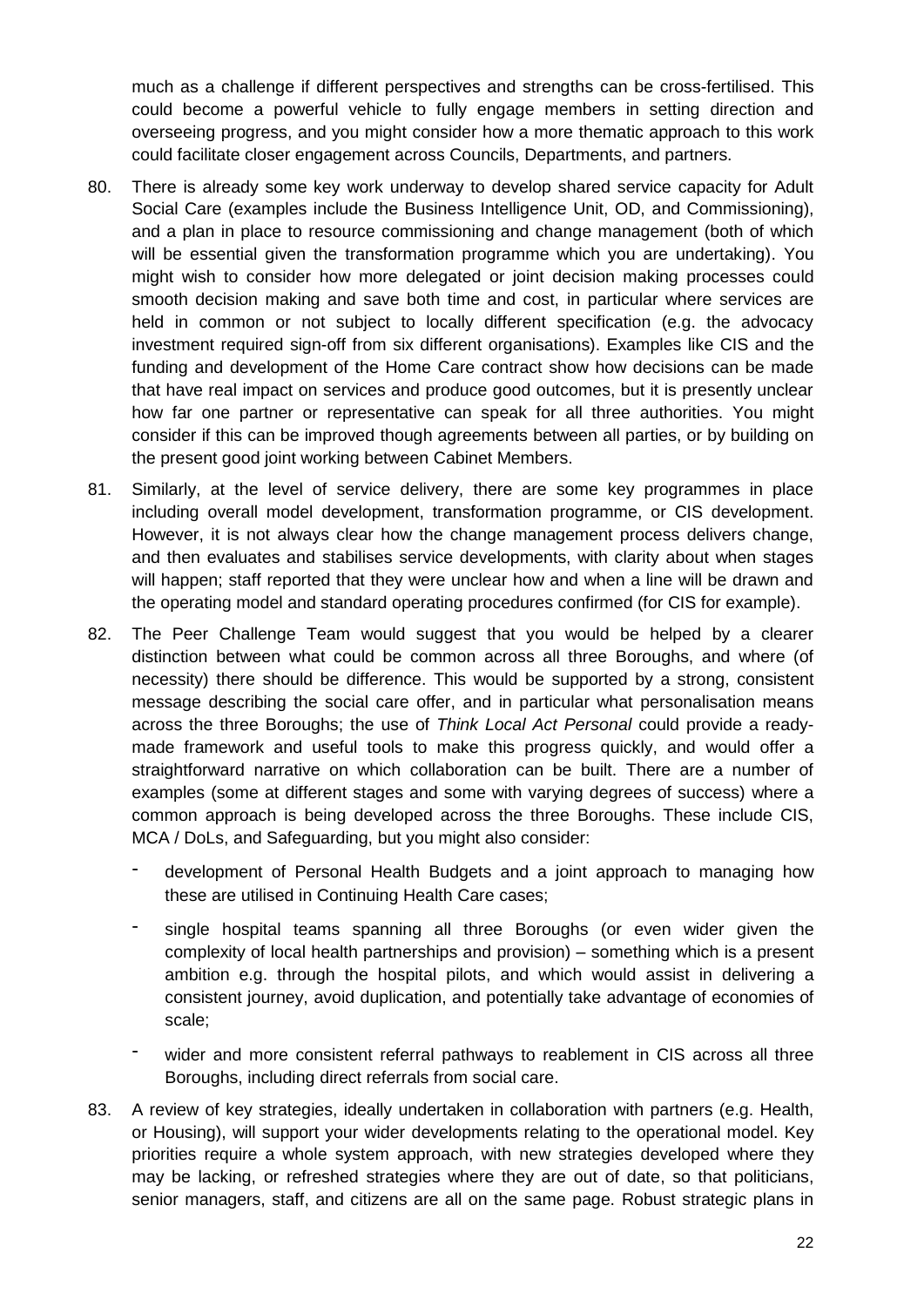much as a challenge if different perspectives and strengths can be cross-fertilised. This could become a powerful vehicle to fully engage members in setting direction and overseeing progress, and you might consider how a more thematic approach to this work could facilitate closer engagement across Councils, Departments, and partners.

80. There is already some key work underway to develop shared service capacity for Adult Social Care (examples include the Business Intelligence Unit, OD, and Commissioning), and a plan in place to resource commissioning and change management (both of which will be essential given the transformation programme which you are undertaking). You might wish to consider how more delegated or joint decision making processes could smooth decision making and save both time and cost, in particular where services are held in common or not subject to locally different specification (e.g. the advocacy investment required sign-off from six different organisations). Examples like CIS and the funding and development of the Home Care contract show how decisions can be made that have real impact on services and produce good outcomes, but it is presently unclear how far one partner or representative can speak for all three authorities. You might consider if this can be improved though agreements between all parties, or by building on the present good joint working between Cabinet Members.

81. Similarly, at the level of service delivery, there are some key programmes in place including overall model development, transformation programme, or CIS development. However, it is not always clear how the change management process delivers change, and then evaluates and stabilises service developments, with clarity about when stages will happen; staff reported that they were unclear how and when a line will be drawn and the operating model and standard operating procedures confirmed (for CIS for example).

82. The Peer Challenge Team would suggest that you would be helped by a clearer distinction between what could be common across all three Boroughs, and where (of necessity) there should be difference. This would be supported by a strong, consistent message describing the social care offer, and in particular what personalisation means across the three Boroughs; the use of *Think Local Act Personal* could provide a ready-made framework and useful tools to make this progress quickly, and would offer a straightforward narrative on which collaboration can be built. There are a number of examples (some at different stages and some with varying degrees of success) where a common approach is being developed across the three Boroughs. These include CIS, MCA / DoLs, and Safeguarding, but you might also consider:

    - development of Personal Health Budgets and a joint approach to managing how these are utilised in Continuing Health Care cases;
    - single hospital teams spanning all three Boroughs (or even wider given the complexity of local health partnerships and provision) – something which is a present ambition e.g. through the hospital pilots, and which would assist in delivering a consistent journey, avoid duplication, and potentially take advantage of economies of scale;
    - wider and more consistent referral pathways to reablement in CIS across all three Boroughs, including direct referrals from social care.

83. A review of key strategies, ideally undertaken in collaboration with partners (e.g. Health, or Housing), will support your wider developments relating to the operational model. Key priorities require a whole system approach, with new strategies developed where they may be lacking, or refreshed strategies where they are out of date, so that politicians, senior managers, staff, and citizens are all on the same page. Robust strategic plans in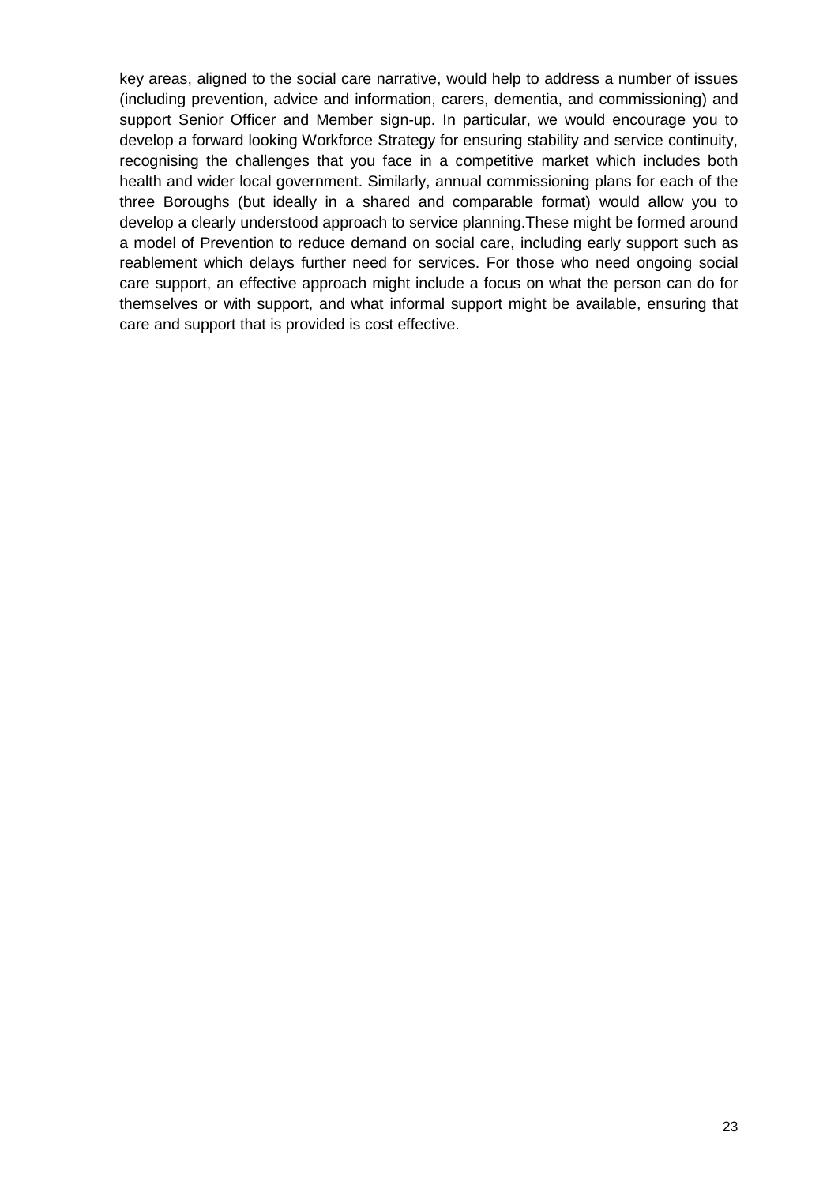key areas, aligned to the social care narrative, would help to address a number of issues (including prevention, advice and information, carers, dementia, and commissioning) and support Senior Officer and Member sign-up. In particular, we would encourage you to develop a forward looking Workforce Strategy for ensuring stability and service continuity, recognising the challenges that you face in a competitive market which includes both health and wider local government. Similarly, annual commissioning plans for each of the three Boroughs (but ideally in a shared and comparable format) would allow you to develop a clearly understood approach to service planning.These might be formed around a model of Prevention to reduce demand on social care, including early support such as reablement which delays further need for services. For those who need ongoing social care support, an effective approach might include a focus on what the person can do for themselves or with support, and what informal support might be available, ensuring that care and support that is provided is cost effective.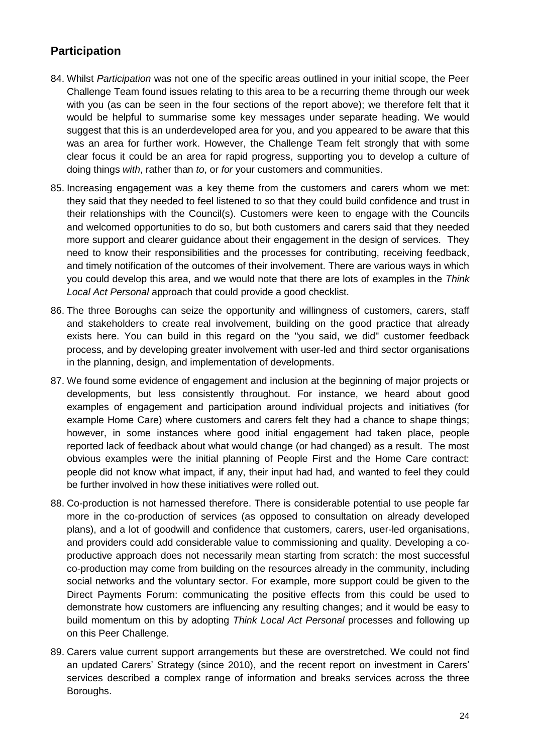## Participation

84. Whilst *Participation* was not one of the specific areas outlined in your initial scope, the Peer Challenge Team found issues relating to this area to be a recurring theme through our week with you (as can be seen in the four sections of the report above); we therefore felt that it would be helpful to summarise some key messages under separate heading. We would suggest that this is an underdeveloped area for you, and you appeared to be aware that this was an area for further work. However, the Challenge Team felt strongly that with some clear focus it could be an area for rapid progress, supporting you to develop a culture of doing things *with*, rather than *to*, or *for* your customers and communities.

85. Increasing engagement was a key theme from the customers and carers whom we met: they said that they needed to feel listened to so that they could build confidence and trust in their relationships with the Council(s). Customers were keen to engage with the Councils and welcomed opportunities to do so, but both customers and carers said that they needed more support and clearer guidance about their engagement in the design of services. They need to know their responsibilities and the processes for contributing, receiving feedback, and timely notification of the outcomes of their involvement. There are various ways in which you could develop this area, and we would note that there are lots of examples in the *Think Local Act Personal* approach that could provide a good checklist.

86. The three Boroughs can seize the opportunity and willingness of customers, carers, staff and stakeholders to create real involvement, building on the good practice that already exists here. You can build in this regard on the "you said, we did" customer feedback process, and by developing greater involvement with user-led and third sector organisations in the planning, design, and implementation of developments.

87. We found some evidence of engagement and inclusion at the beginning of major projects or developments, but less consistently throughout. For instance, we heard about good examples of engagement and participation around individual projects and initiatives (for example Home Care) where customers and carers felt they had a chance to shape things; however, in some instances where good initial engagement had taken place, people reported lack of feedback about what would change (or had changed) as a result. The most obvious examples were the initial planning of People First and the Home Care contract: people did not know what impact, if any, their input had had, and wanted to feel they could be further involved in how these initiatives were rolled out.

88. Co-production is not harnessed therefore. There is considerable potential to use people far more in the co-production of services (as opposed to consultation on already developed plans), and a lot of goodwill and confidence that customers, carers, user-led organisations, and providers could add considerable value to commissioning and quality. Developing a co-productive approach does not necessarily mean starting from scratch: the most successful co-production may come from building on the resources already in the community, including social networks and the voluntary sector. For example, more support could be given to the Direct Payments Forum: communicating the positive effects from this could be used to demonstrate how customers are influencing any resulting changes; and it would be easy to build momentum on this by adopting *Think Local Act Personal* processes and following up on this Peer Challenge.

89. Carers value current support arrangements but these are overstretched. We could not find an updated Carers' Strategy (since 2010), and the recent report on investment in Carers' services described a complex range of information and breaks services across the three Boroughs.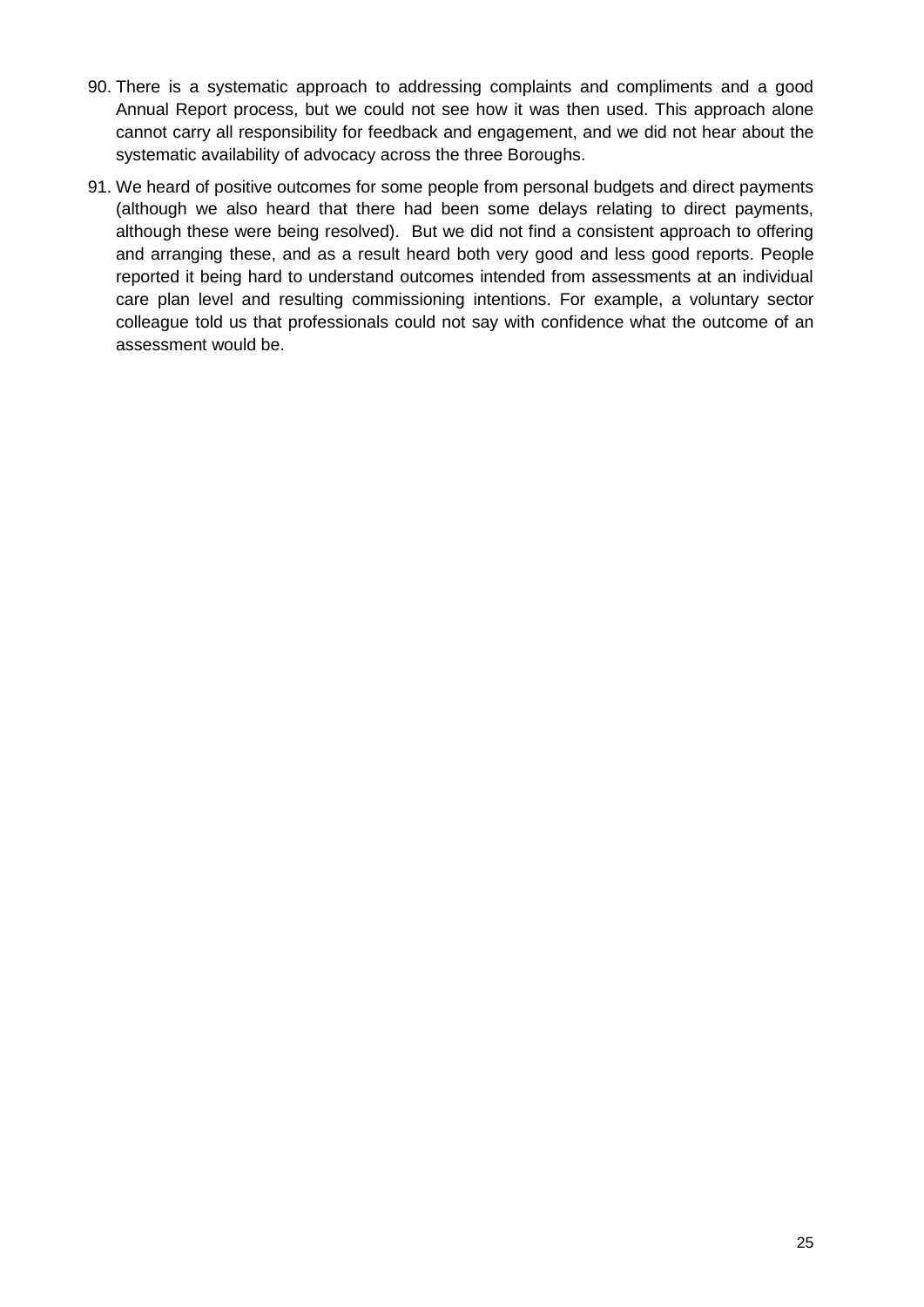90. There is a systematic approach to addressing complaints and compliments and a good Annual Report process, but we could not see how it was then used. This approach alone cannot carry all responsibility for feedback and engagement, and we did not hear about the systematic availability of advocacy across the three Boroughs.

91. We heard of positive outcomes for some people from personal budgets and direct payments (although we also heard that there had been some delays relating to direct payments, although these were being resolved). But we did not find a consistent approach to offering and arranging these, and as a result heard both very good and less good reports. People reported it being hard to understand outcomes intended from assessments at an individual care plan level and resulting commissioning intentions. For example, a voluntary sector colleague told us that professionals could not say with confidence what the outcome of an assessment would be.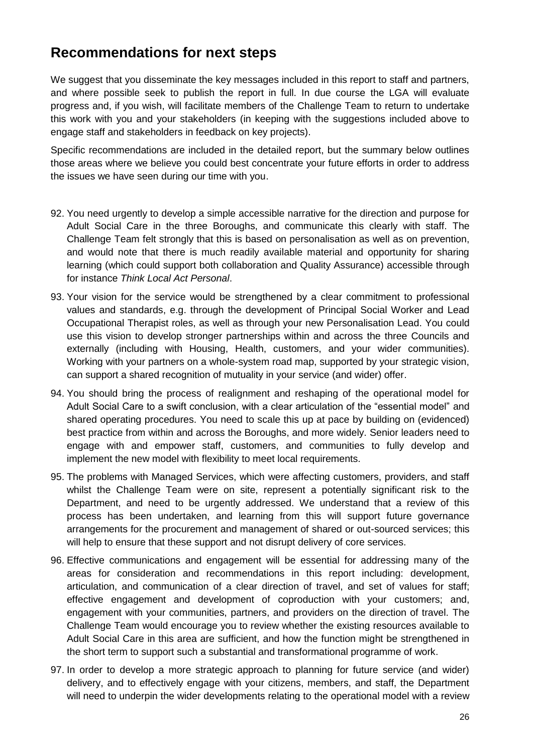## Recommendations for next steps

We suggest that you disseminate the key messages included in this report to staff and partners, and where possible seek to publish the report in full. In due course the LGA will evaluate progress and, if you wish, will facilitate members of the Challenge Team to return to undertake this work with you and your stakeholders (in keeping with the suggestions included above to engage staff and stakeholders in feedback on key projects).

Specific recommendations are included in the detailed report, but the summary below outlines those areas where we believe you could best concentrate your future efforts in order to address the issues we have seen during our time with you.

92. You need urgently to develop a simple accessible narrative for the direction and purpose for Adult Social Care in the three Boroughs, and communicate this clearly with staff. The Challenge Team felt strongly that this is based on personalisation as well as on prevention, and would note that there is much readily available material and opportunity for sharing learning (which could support both collaboration and Quality Assurance) accessible through for instance *Think Local Act Personal*.
93. Your vision for the service would be strengthened by a clear commitment to professional values and standards, e.g. through the development of Principal Social Worker and Lead Occupational Therapist roles, as well as through your new Personalisation Lead. You could use this vision to develop stronger partnerships within and across the three Councils and externally (including with Housing, Health, customers, and your wider communities). Working with your partners on a whole-system road map, supported by your strategic vision, can support a shared recognition of mutuality in your service (and wider) offer.
94. You should bring the process of realignment and reshaping of the operational model for Adult Social Care to a swift conclusion, with a clear articulation of the "essential model" and shared operating procedures. You need to scale this up at pace by building on (evidenced) best practice from within and across the Boroughs, and more widely. Senior leaders need to engage with and empower staff, customers, and communities to fully develop and implement the new model with flexibility to meet local requirements.
95. The problems with Managed Services, which were affecting customers, providers, and staff whilst the Challenge Team were on site, represent a potentially significant risk to the Department, and need to be urgently addressed. We understand that a review of this process has been undertaken, and learning from this will support future governance arrangements for the procurement and management of shared or out-sourced services; this will help to ensure that these support and not disrupt delivery of core services.
96. Effective communications and engagement will be essential for addressing many of the areas for consideration and recommendations in this report including: development, articulation, and communication of a clear direction of travel, and set of values for staff; effective engagement and development of coproduction with your customers; and, engagement with your communities, partners, and providers on the direction of travel. The Challenge Team would encourage you to review whether the existing resources available to Adult Social Care in this area are sufficient, and how the function might be strengthened in the short term to support such a substantial and transformational programme of work.
97. In order to develop a more strategic approach to planning for future service (and wider) delivery, and to effectively engage with your citizens, members, and staff, the Department will need to underpin the wider developments relating to the operational model with a review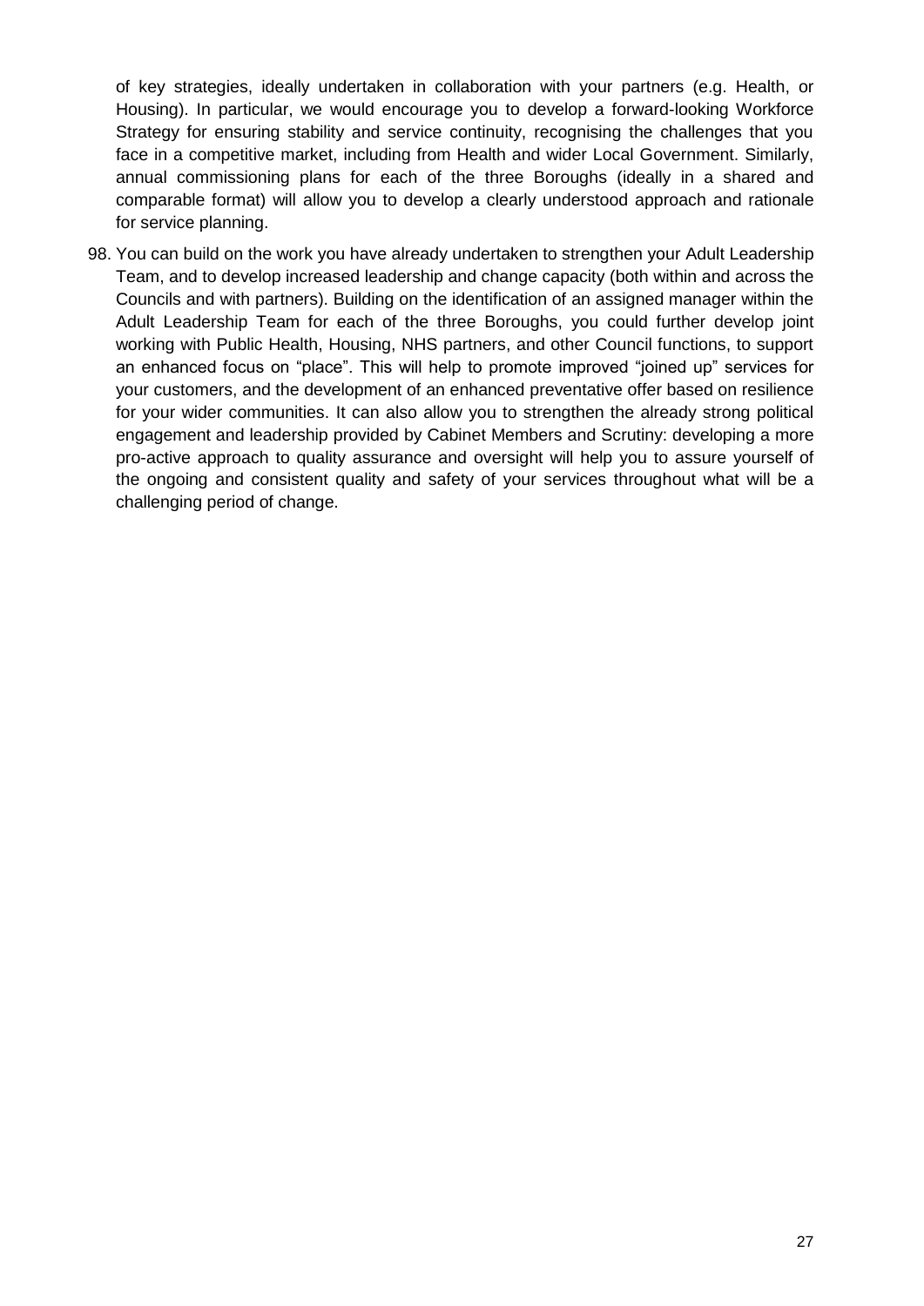of key strategies, ideally undertaken in collaboration with your partners (e.g. Health, or Housing). In particular, we would encourage you to develop a forward-looking Workforce Strategy for ensuring stability and service continuity, recognising the challenges that you face in a competitive market, including from Health and wider Local Government. Similarly, annual commissioning plans for each of the three Boroughs (ideally in a shared and comparable format) will allow you to develop a clearly understood approach and rationale for service planning.

98. You can build on the work you have already undertaken to strengthen your Adult Leadership Team, and to develop increased leadership and change capacity (both within and across the Councils and with partners). Building on the identification of an assigned manager within the Adult Leadership Team for each of the three Boroughs, you could further develop joint working with Public Health, Housing, NHS partners, and other Council functions, to support an enhanced focus on "place". This will help to promote improved "joined up" services for your customers, and the development of an enhanced preventative offer based on resilience for your wider communities. It can also allow you to strengthen the already strong political engagement and leadership provided by Cabinet Members and Scrutiny: developing a more pro-active approach to quality assurance and oversight will help you to assure yourself of the ongoing and consistent quality and safety of your services throughout what will be a challenging period of change.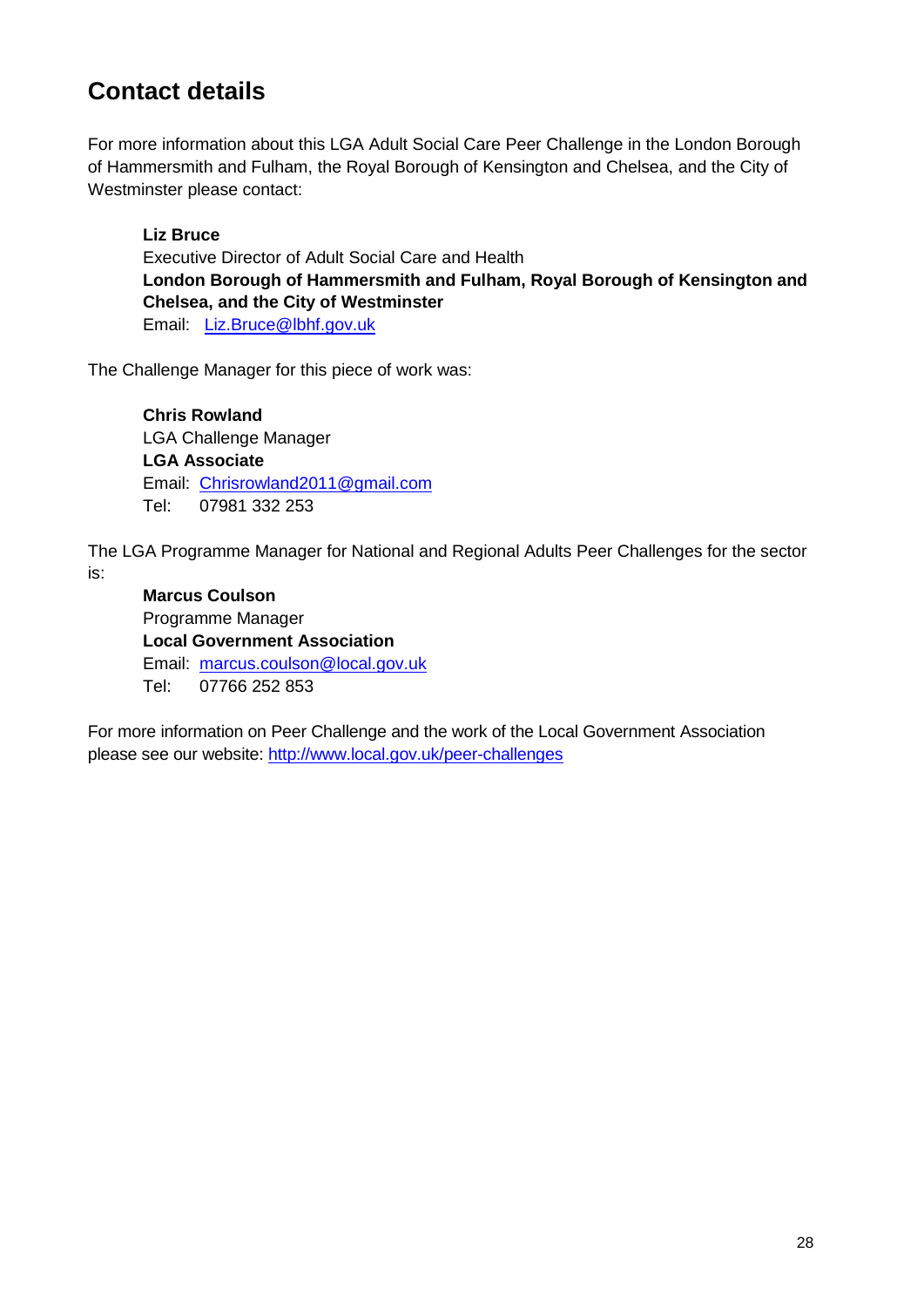## Contact details

For more information about this LGA Adult Social Care Peer Challenge in the London Borough of Hammersmith and Fulham, the Royal Borough of Kensington and Chelsea, and the City of Westminster please contact:

**Liz Bruce**
Executive Director of Adult Social Care and Health
**London Borough of Hammersmith and Fulham, Royal Borough of Kensington and Chelsea, and the City of Westminster**
Email: Liz.Bruce@lbhf.gov.uk

The Challenge Manager for this piece of work was:

**Chris Rowland**
LGA Challenge Manager
**LGA Associate**
Email: Chrisrowland2011@gmail.com
Tel: 07981 332 253

The LGA Programme Manager for National and Regional Adults Peer Challenges for the sector is:

**Marcus Coulson**
Programme Manager
**Local Government Association**
Email: marcus.coulson@local.gov.uk
Tel: 07766 252 853

For more information on Peer Challenge and the work of the Local Government Association please see our website: http://www.local.gov.uk/peer-challenges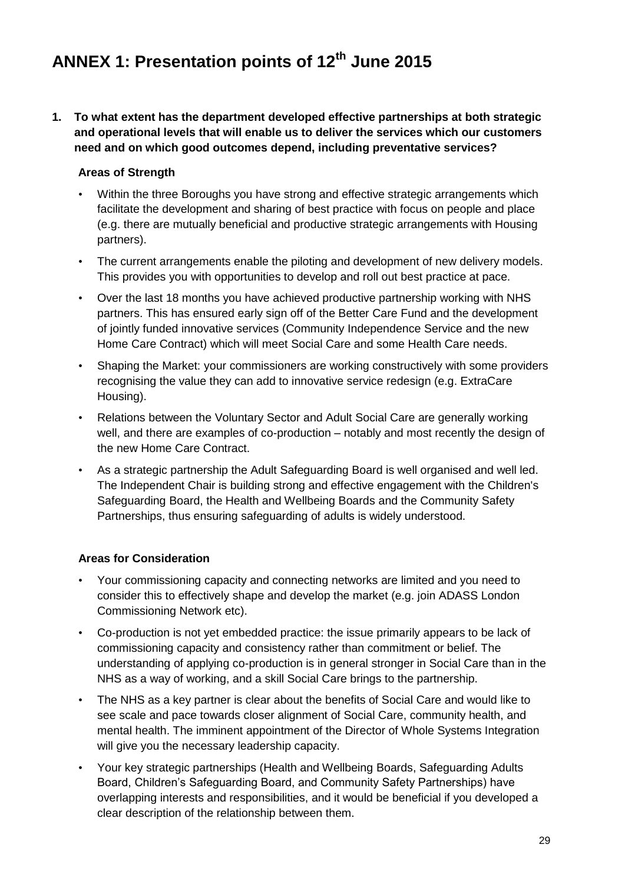# ANNEX 1: Presentation points of 12th June 2015

**1. To what extent has the department developed effective partnerships at both strategic and operational levels that will enable us to deliver the services which our customers need and on which good outcomes depend, including preventative services?**

**Areas of Strength**

- Within the three Boroughs you have strong and effective strategic arrangements which facilitate the development and sharing of best practice with focus on people and place (e.g. there are mutually beneficial and productive strategic arrangements with Housing partners).
- The current arrangements enable the piloting and development of new delivery models. This provides you with opportunities to develop and roll out best practice at pace.
- Over the last 18 months you have achieved productive partnership working with NHS partners. This has ensured early sign off of the Better Care Fund and the development of jointly funded innovative services (Community Independence Service and the new Home Care Contract) which will meet Social Care and some Health Care needs.
- Shaping the Market: your commissioners are working constructively with some providers recognising the value they can add to innovative service redesign (e.g. ExtraCare Housing).
- Relations between the Voluntary Sector and Adult Social Care are generally working well, and there are examples of co-production – notably and most recently the design of the new Home Care Contract.
- As a strategic partnership the Adult Safeguarding Board is well organised and well led. The Independent Chair is building strong and effective engagement with the Children's Safeguarding Board, the Health and Wellbeing Boards and the Community Safety Partnerships, thus ensuring safeguarding of adults is widely understood.

**Areas for Consideration**

- Your commissioning capacity and connecting networks are limited and you need to consider this to effectively shape and develop the market (e.g. join ADASS London Commissioning Network etc).
- Co-production is not yet embedded practice: the issue primarily appears to be lack of commissioning capacity and consistency rather than commitment or belief. The understanding of applying co-production is in general stronger in Social Care than in the NHS as a way of working, and a skill Social Care brings to the partnership.
- The NHS as a key partner is clear about the benefits of Social Care and would like to see scale and pace towards closer alignment of Social Care, community health, and mental health. The imminent appointment of the Director of Whole Systems Integration will give you the necessary leadership capacity.
- Your key strategic partnerships (Health and Wellbeing Boards, Safeguarding Adults Board, Children's Safeguarding Board, and Community Safety Partnerships) have overlapping interests and responsibilities, and it would be beneficial if you developed a clear description of the relationship between them.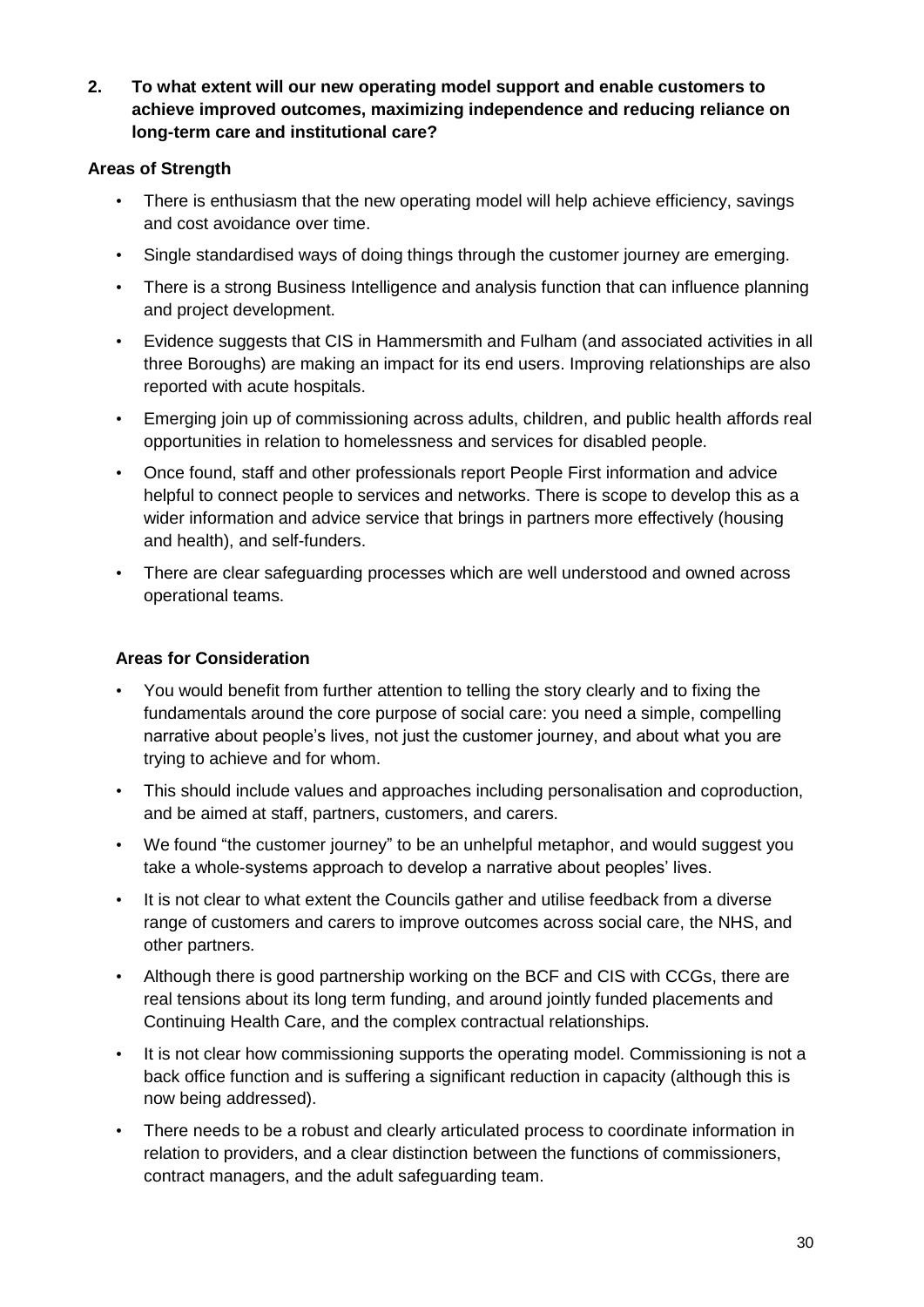**2. To what extent will our new operating model support and enable customers to achieve improved outcomes, maximizing independence and reducing reliance on long-term care and institutional care?**

**Areas of Strength**

- There is enthusiasm that the new operating model will help achieve efficiency, savings and cost avoidance over time.
- Single standardised ways of doing things through the customer journey are emerging.
- There is a strong Business Intelligence and analysis function that can influence planning and project development.
- Evidence suggests that CIS in Hammersmith and Fulham (and associated activities in all three Boroughs) are making an impact for its end users. Improving relationships are also reported with acute hospitals.
- Emerging join up of commissioning across adults, children, and public health affords real opportunities in relation to homelessness and services for disabled people.
- Once found, staff and other professionals report People First information and advice helpful to connect people to services and networks. There is scope to develop this as a wider information and advice service that brings in partners more effectively (housing and health), and self-funders.
- There are clear safeguarding processes which are well understood and owned across operational teams.

**Areas for Consideration**

- You would benefit from further attention to telling the story clearly and to fixing the fundamentals around the core purpose of social care: you need a simple, compelling narrative about people's lives, not just the customer journey, and about what you are trying to achieve and for whom.
- This should include values and approaches including personalisation and coproduction, and be aimed at staff, partners, customers, and carers.
- We found "the customer journey" to be an unhelpful metaphor, and would suggest you take a whole-systems approach to develop a narrative about peoples' lives.
- It is not clear to what extent the Councils gather and utilise feedback from a diverse range of customers and carers to improve outcomes across social care, the NHS, and other partners.
- Although there is good partnership working on the BCF and CIS with CCGs, there are real tensions about its long term funding, and around jointly funded placements and Continuing Health Care, and the complex contractual relationships.
- It is not clear how commissioning supports the operating model. Commissioning is not a back office function and is suffering a significant reduction in capacity (although this is now being addressed).
- There needs to be a robust and clearly articulated process to coordinate information in relation to providers, and a clear distinction between the functions of commissioners, contract managers, and the adult safeguarding team.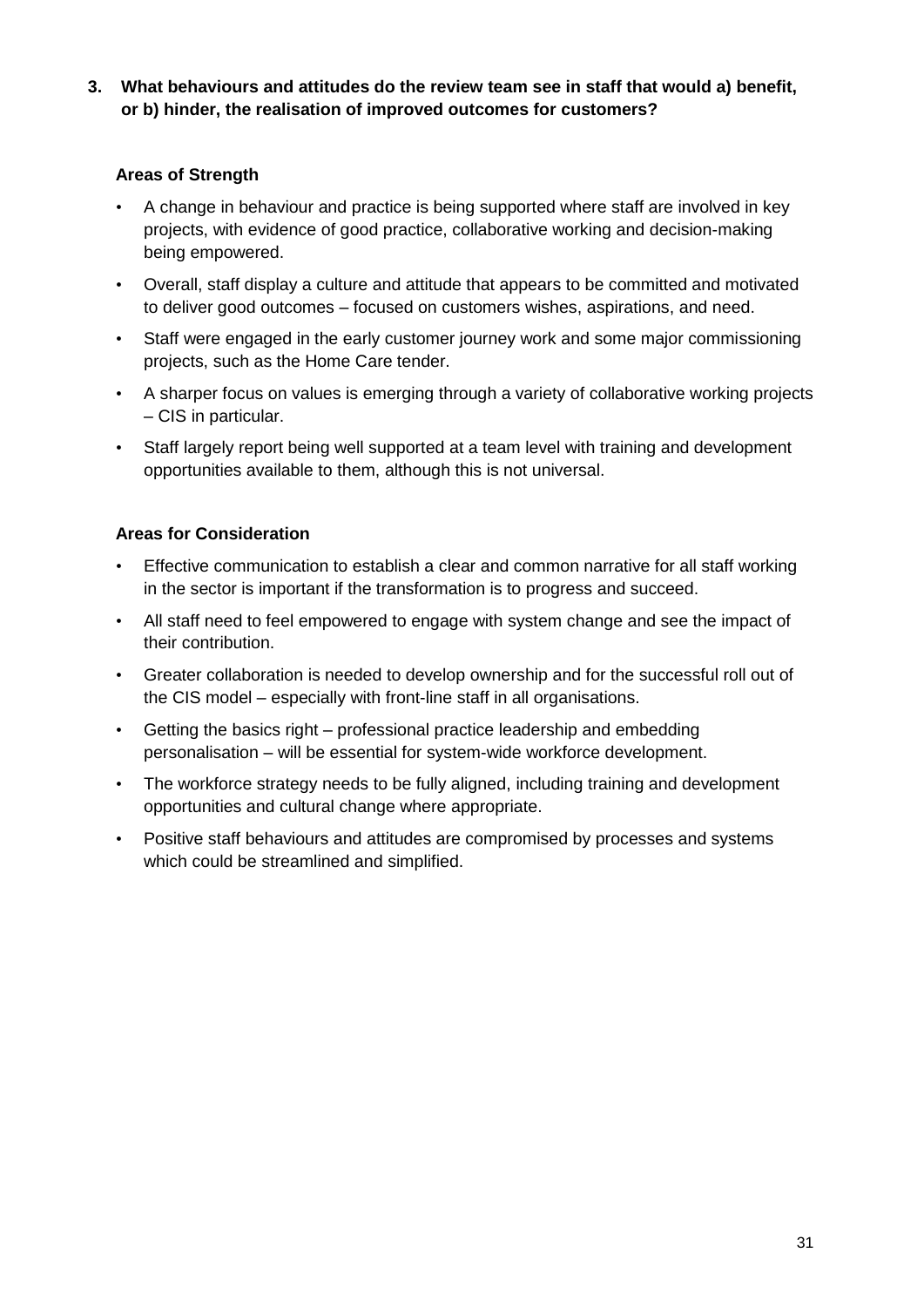**3. What behaviours and attitudes do the review team see in staff that would a) benefit, or b) hinder, the realisation of improved outcomes for customers?**

**Areas of Strength**

- A change in behaviour and practice is being supported where staff are involved in key projects, with evidence of good practice, collaborative working and decision-making being empowered.
- Overall, staff display a culture and attitude that appears to be committed and motivated to deliver good outcomes – focused on customers wishes, aspirations, and need.
- Staff were engaged in the early customer journey work and some major commissioning projects, such as the Home Care tender.
- A sharper focus on values is emerging through a variety of collaborative working projects – CIS in particular.
- Staff largely report being well supported at a team level with training and development opportunities available to them, although this is not universal.

**Areas for Consideration**

- Effective communication to establish a clear and common narrative for all staff working in the sector is important if the transformation is to progress and succeed.
- All staff need to feel empowered to engage with system change and see the impact of their contribution.
- Greater collaboration is needed to develop ownership and for the successful roll out of the CIS model – especially with front-line staff in all organisations.
- Getting the basics right – professional practice leadership and embedding personalisation – will be essential for system-wide workforce development.
- The workforce strategy needs to be fully aligned, including training and development opportunities and cultural change where appropriate.
- Positive staff behaviours and attitudes are compromised by processes and systems which could be streamlined and simplified.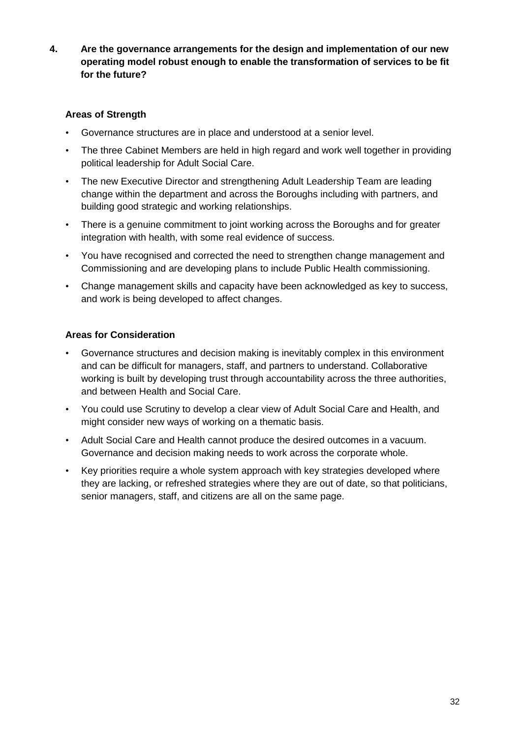**4. Are the governance arrangements for the design and implementation of our new operating model robust enough to enable the transformation of services to be fit for the future?**

**Areas of Strength**

- Governance structures are in place and understood at a senior level.
- The three Cabinet Members are held in high regard and work well together in providing political leadership for Adult Social Care.
- The new Executive Director and strengthening Adult Leadership Team are leading change within the department and across the Boroughs including with partners, and building good strategic and working relationships.
- There is a genuine commitment to joint working across the Boroughs and for greater integration with health, with some real evidence of success.
- You have recognised and corrected the need to strengthen change management and Commissioning and are developing plans to include Public Health commissioning.
- Change management skills and capacity have been acknowledged as key to success, and work is being developed to affect changes.

**Areas for Consideration**

- Governance structures and decision making is inevitably complex in this environment and can be difficult for managers, staff, and partners to understand. Collaborative working is built by developing trust through accountability across the three authorities, and between Health and Social Care.
- You could use Scrutiny to develop a clear view of Adult Social Care and Health, and might consider new ways of working on a thematic basis.
- Adult Social Care and Health cannot produce the desired outcomes in a vacuum. Governance and decision making needs to work across the corporate whole.
- Key priorities require a whole system approach with key strategies developed where they are lacking, or refreshed strategies where they are out of date, so that politicians, senior managers, staff, and citizens are all on the same page.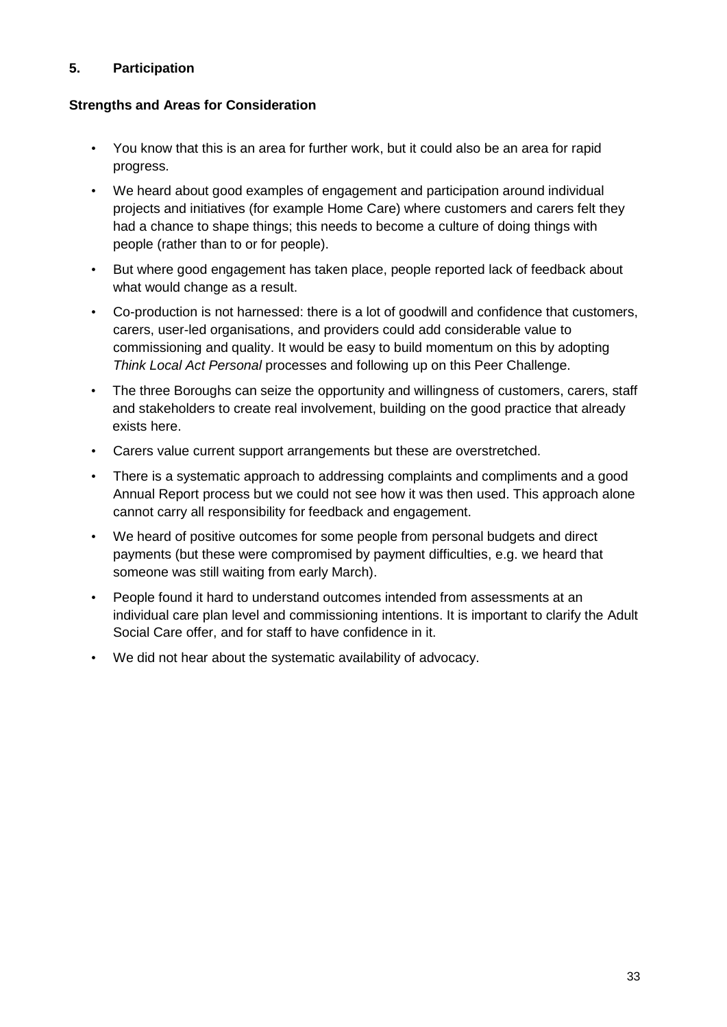## 5. Participation

### Strengths and Areas for Consideration

- You know that this is an area for further work, but it could also be an area for rapid progress.
- We heard about good examples of engagement and participation around individual projects and initiatives (for example Home Care) where customers and carers felt they had a chance to shape things; this needs to become a culture of doing things with people (rather than to or for people).
- But where good engagement has taken place, people reported lack of feedback about what would change as a result.
- Co-production is not harnessed: there is a lot of goodwill and confidence that customers, carers, user-led organisations, and providers could add considerable value to commissioning and quality. It would be easy to build momentum on this by adopting *Think Local Act Personal* processes and following up on this Peer Challenge.
- The three Boroughs can seize the opportunity and willingness of customers, carers, staff and stakeholders to create real involvement, building on the good practice that already exists here.
- Carers value current support arrangements but these are overstretched.
- There is a systematic approach to addressing complaints and compliments and a good Annual Report process but we could not see how it was then used. This approach alone cannot carry all responsibility for feedback and engagement.
- We heard of positive outcomes for some people from personal budgets and direct payments (but these were compromised by payment difficulties, e.g. we heard that someone was still waiting from early March).
- People found it hard to understand outcomes intended from assessments at an individual care plan level and commissioning intentions. It is important to clarify the Adult Social Care offer, and for staff to have confidence in it.
- We did not hear about the systematic availability of advocacy.